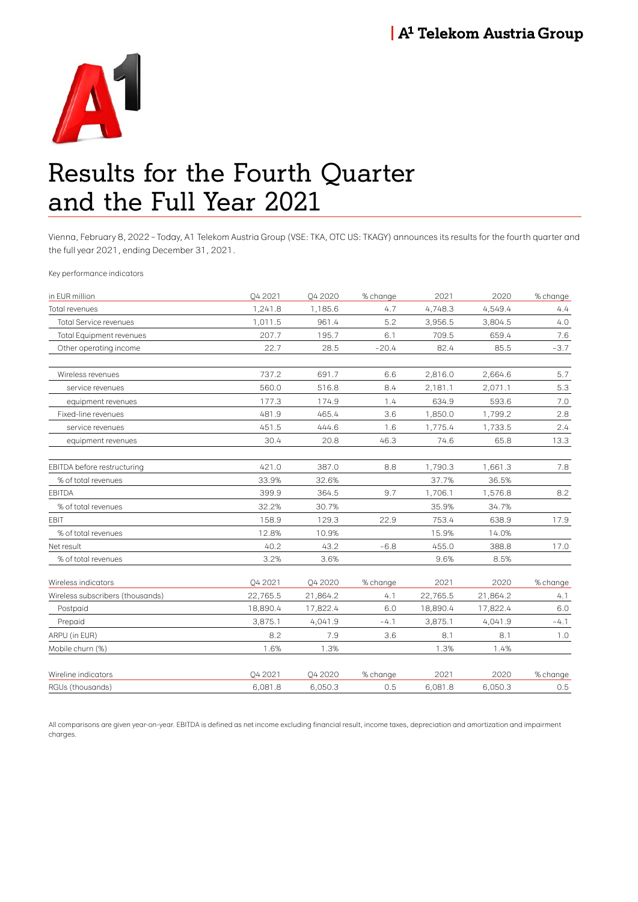# Results for the Fourth Quarter and the Full Year 2021

Vienna, February 8, 2022 – Today, A1 Telekom Austria Group (VSE: TKA, OTC US: TKAGY) announces its results for the fourth quarter and the full year 2021, ending December 31, 2021.

Key performance indicators

| in EUR million | Q4 2021 | Q4 2020 | % change | 2021 | 2020 | % change |
|---|---|---|---|---|---|---|
| Total revenues | 1,241.8 | 1,185.6 | 4.7 | 4,748.3 | 4,549.4 | 4.4 |
| Total Service revenues | 1,011.5 | 961.4 | 5.2 | 3,956.5 | 3,804.5 | 4.0 |
| Total Equipment revenues | 207.7 | 195.7 | 6.1 | 709.5 | 659.4 | 7.6 |
| Other operating income | 22.7 | 28.5 | -20.4 | 82.4 | 85.5 | -3.7 |
| | | | | | | |
| Wireless revenues | 737.2 | 691.7 | 6.6 | 2,816.0 | 2,664.6 | 5.7 |
| service revenues | 560.0 | 516.8 | 8.4 | 2,181.1 | 2,071.1 | 5.3 |
| equipment revenues | 177.3 | 174.9 | 1.4 | 634.9 | 593.6 | 7.0 |
| Fixed-line revenues | 481.9 | 465.4 | 3.6 | 1,850.0 | 1,799.2 | 2.8 |
| service revenues | 451.5 | 444.6 | 1.6 | 1,775.4 | 1,733.5 | 2.4 |
| equipment revenues | 30.4 | 20.8 | 46.3 | 74.6 | 65.8 | 13.3 |
| | | | | | | |
| EBITDA before restructuring | 421.0 | 387.0 | 8.8 | 1,790.3 | 1,661.3 | 7.8 |
| % of total revenues | 33.9% | 32.6% | | 37.7% | 36.5% | |
| EBITDA | 399.9 | 364.5 | 9.7 | 1,706.1 | 1,576.8 | 8.2 |
| % of total revenues | 32.2% | 30.7% | | 35.9% | 34.7% | |
| EBIT | 158.9 | 129.3 | 22.9 | 753.4 | 638.9 | 17.9 |
| % of total revenues | 12.8% | 10.9% | | 15.9% | 14.0% | |
| Net result | 40.2 | 43.2 | -6.8 | 455.0 | 388.8 | 17.0 |
| % of total revenues | 3.2% | 3.6% | | 9.6% | 8.5% | |

| Wireless indicators | Q4 2021 | Q4 2020 | % change | 2021 | 2020 | % change |
|---|---|---|---|---|---|---|
| Wireless subscribers (thousands) | 22,765.5 | 21,864.2 | 4.1 | 22,765.5 | 21,864.2 | 4.1 |
| Postpaid | 18,890.4 | 17,822.4 | 6.0 | 18,890.4 | 17,822.4 | 6.0 |
| Prepaid | 3,875.1 | 4,041.9 | -4.1 | 3,875.1 | 4,041.9 | -4.1 |
| ARPU (in EUR) | 8.2 | 7.9 | 3.6 | 8.1 | 8.1 | 1.0 |
| Mobile churn (%) | 1.6% | 1.3% | | 1.3% | 1.4% | |

| Wireline indicators | Q4 2021 | Q4 2020 | % change | 2021 | 2020 | % change |
|---|---|---|---|---|---|---|
| RGUs (thousands) | 6,081.8 | 6,050.3 | 0.5 | 6,081.8 | 6,050.3 | 0.5 |

All comparisons are given year-on-year. EBITDA is defined as net income excluding financial result, income taxes, depreciation and amortization and impairment charges.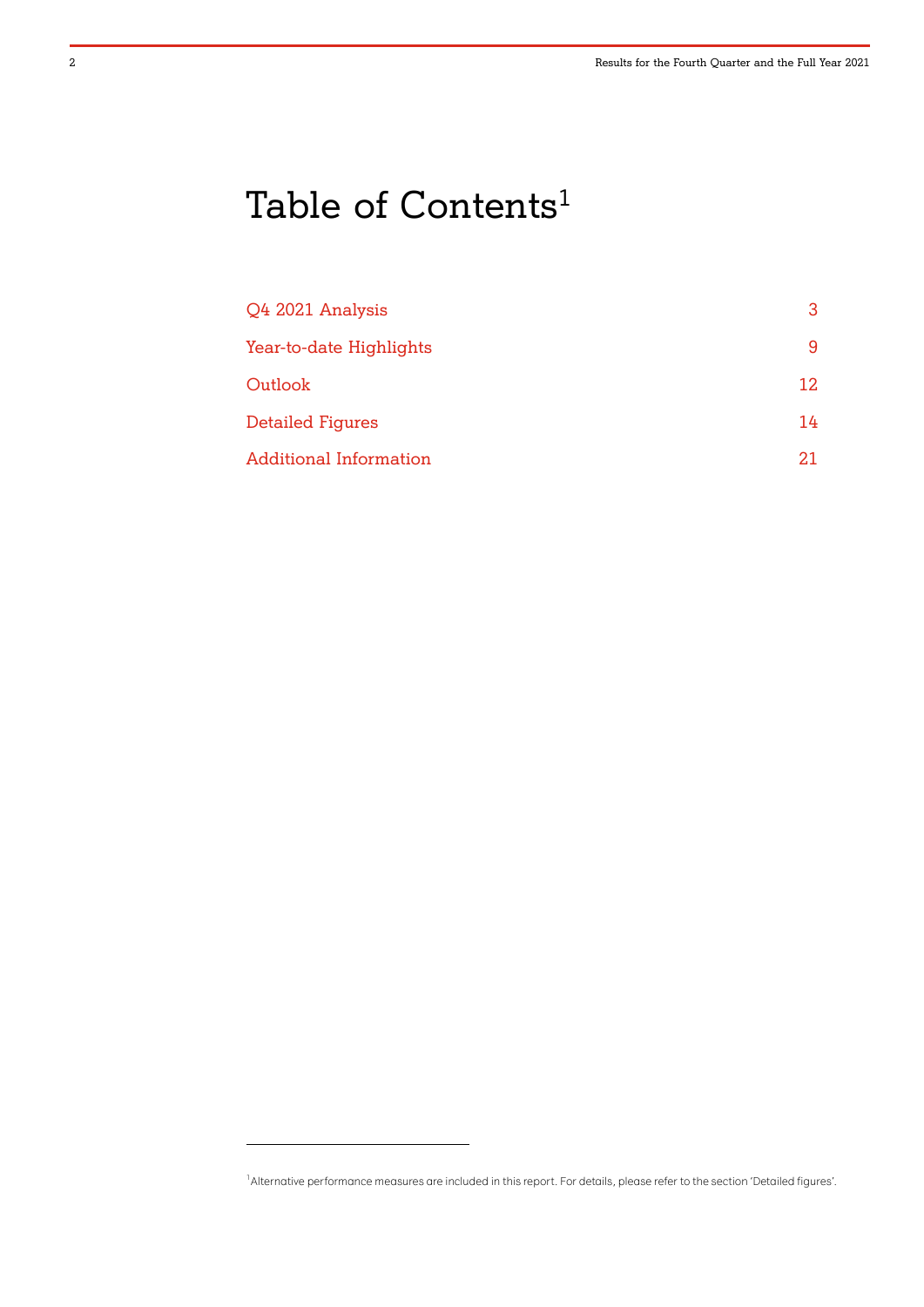# Table of Contents[1]

| | |
|---|---|
| Q4 2021 Analysis | 3 |
| Year-to-date Highlights | 9 |
| Outlook | 12 |
| Detailed Figures | 14 |
| Additional Information | 21 |

[1] Alternative performance measures are included in this report. For details, please refer to the section 'Detailed figures'.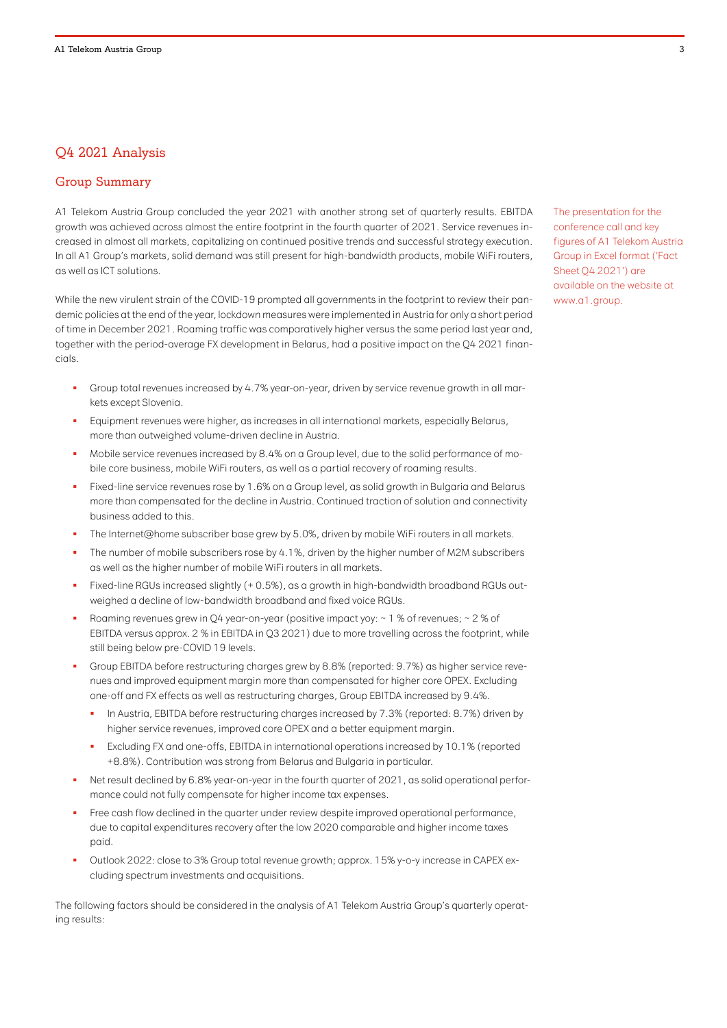## Q4 2021 Analysis

### Group Summary

A1 Telekom Austria Group concluded the year 2021 with another strong set of quarterly results. EBITDA growth was achieved across almost the entire footprint in the fourth quarter of 2021. Service revenues increased in almost all markets, capitalizing on continued positive trends and successful strategy execution. In all A1 Group's markets, solid demand was still present for high-bandwidth products, mobile WiFi routers, as well as ICT solutions.

The presentation for the conference call and key figures of A1 Telekom Austria Group in Excel format ('Fact Sheet Q4 2021') are available on the website at www.a1.group.

While the new virulent strain of the COVID-19 prompted all governments in the footprint to review their pandemic policies at the end of the year, lockdown measures were implemented in Austria for only a short period of time in December 2021. Roaming traffic was comparatively higher versus the same period last year and, together with the period-average FX development in Belarus, had a positive impact on the Q4 2021 financials.

- Group total revenues increased by 4.7% year-on-year, driven by service revenue growth in all markets except Slovenia.
- Equipment revenues were higher, as increases in all international markets, especially Belarus, more than outweighed volume-driven decline in Austria.
- Mobile service revenues increased by 8.4% on a Group level, due to the solid performance of mobile core business, mobile WiFi routers, as well as a partial recovery of roaming results.
- Fixed-line service revenues rose by 1.6% on a Group level, as solid growth in Bulgaria and Belarus more than compensated for the decline in Austria. Continued traction of solution and connectivity business added to this.
- The Internet@home subscriber base grew by 5.0%, driven by mobile WiFi routers in all markets.
- The number of mobile subscribers rose by 4.1%, driven by the higher number of M2M subscribers as well as the higher number of mobile WiFi routers in all markets.
- Fixed-line RGUs increased slightly (+ 0.5%), as a growth in high-bandwidth broadband RGUs outweighed a decline of low-bandwidth broadband and fixed voice RGUs.
- Roaming revenues grew in Q4 year-on-year (positive impact yoy: ~ 1 % of revenues; ~ 2 % of EBITDA versus approx. 2 % in EBITDA in Q3 2021) due to more travelling across the footprint, while still being below pre-COVID 19 levels.
- Group EBITDA before restructuring charges grew by 8.8% (reported: 9.7%) as higher service revenues and improved equipment margin more than compensated for higher core OPEX. Excluding one-off and FX effects as well as restructuring charges, Group EBITDA increased by 9.4%.
  - In Austria, EBITDA before restructuring charges increased by 7.3% (reported: 8.7%) driven by higher service revenues, improved core OPEX and a better equipment margin.
  - Excluding FX and one-offs, EBITDA in international operations increased by 10.1% (reported +8.8%). Contribution was strong from Belarus and Bulgaria in particular.
- Net result declined by 6.8% year-on-year in the fourth quarter of 2021, as solid operational performance could not fully compensate for higher income tax expenses.
- Free cash flow declined in the quarter under review despite improved operational performance, due to capital expenditures recovery after the low 2020 comparable and higher income taxes paid.
- Outlook 2022: close to 3% Group total revenue growth; approx. 15% y-o-y increase in CAPEX excluding spectrum investments and acquisitions.

The following factors should be considered in the analysis of A1 Telekom Austria Group's quarterly operating results: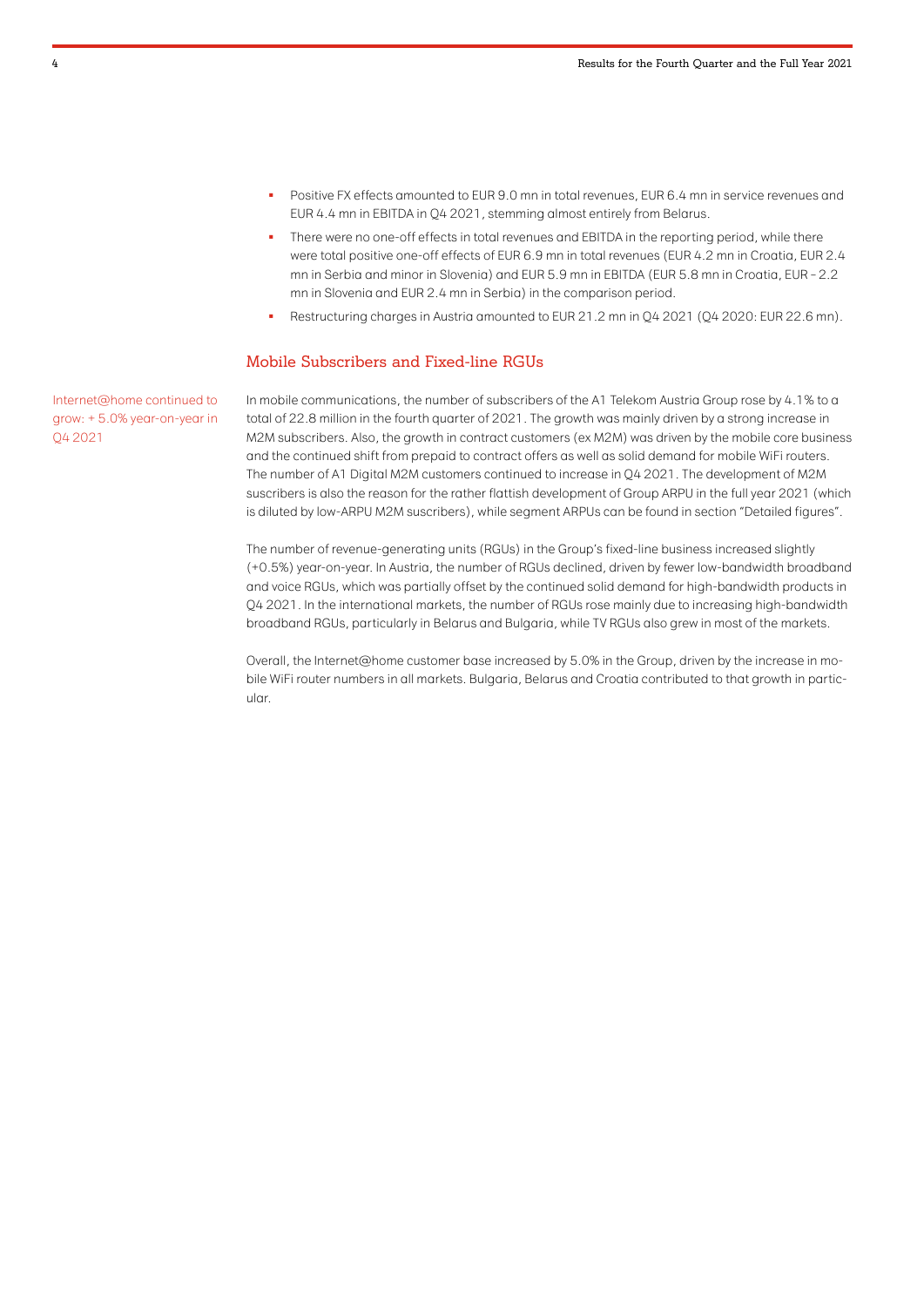- Positive FX effects amounted to EUR 9.0 mn in total revenues, EUR 6.4 mn in service revenues and EUR 4.4 mn in EBITDA in Q4 2021, stemming almost entirely from Belarus.
- There were no one-off effects in total revenues and EBITDA in the reporting period, while there were total positive one-off effects of EUR 6.9 mn in total revenues (EUR 4.2 mn in Croatia, EUR 2.4 mn in Serbia and minor in Slovenia) and EUR 5.9 mn in EBITDA (EUR 5.8 mn in Croatia, EUR – 2.2 mn in Slovenia and EUR 2.4 mn in Serbia) in the comparison period.
- Restructuring charges in Austria amounted to EUR 21.2 mn in Q4 2021 (Q4 2020: EUR 22.6 mn).

## Mobile Subscribers and Fixed-line RGUs

Internet@home continued to grow: + 5.0% year-on-year in Q4 2021

In mobile communications, the number of subscribers of the A1 Telekom Austria Group rose by 4.1% to a total of 22.8 million in the fourth quarter of 2021. The growth was mainly driven by a strong increase in M2M subscribers. Also, the growth in contract customers (ex M2M) was driven by the mobile core business and the continued shift from prepaid to contract offers as well as solid demand for mobile WiFi routers. The number of A1 Digital M2M customers continued to increase in Q4 2021. The development of M2M suscribers is also the reason for the rather flattish development of Group ARPU in the full year 2021 (which is diluted by low-ARPU M2M suscribers), while segment ARPUs can be found in section "Detailed figures".

The number of revenue-generating units (RGUs) in the Group's fixed-line business increased slightly (+0.5%) year-on-year. In Austria, the number of RGUs declined, driven by fewer low-bandwidth broadband and voice RGUs, which was partially offset by the continued solid demand for high-bandwidth products in Q4 2021. In the international markets, the number of RGUs rose mainly due to increasing high-bandwidth broadband RGUs, particularly in Belarus and Bulgaria, while TV RGUs also grew in most of the markets.

Overall, the Internet@home customer base increased by 5.0% in the Group, driven by the increase in mobile WiFi router numbers in all markets. Bulgaria, Belarus and Croatia contributed to that growth in particular.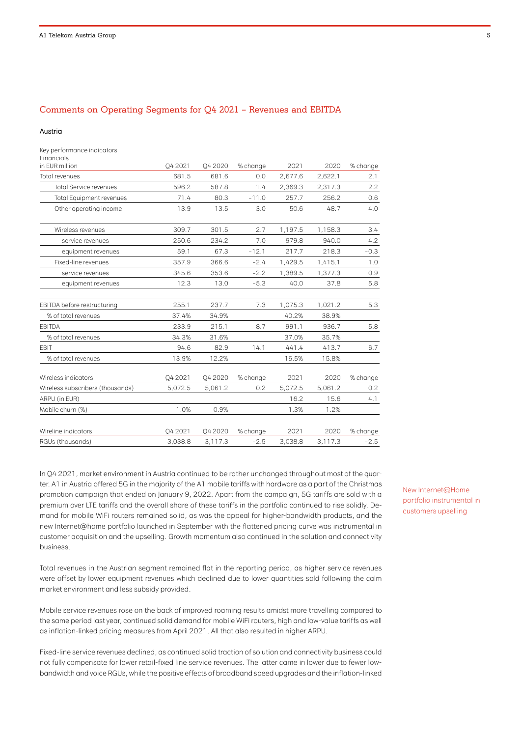## Comments on Operating Segments for Q4 2021 – Revenues and EBITDA

### Austria

| Key performance indicators<br>Financials<br>in EUR million | Q4 2021 | Q4 2020 | % change | 2021 | 2020 | % change |
|---|---|---|---|---|---|---|
| Total revenues | 681.5 | 681.6 | 0.0 | 2,677.6 | 2,622.1 | 2.1 |
| Total Service revenues | 596.2 | 587.8 | 1.4 | 2,369.3 | 2,317.3 | 2.2 |
| Total Equipment revenues | 71.4 | 80.3 | −11.0 | 257.7 | 256.2 | 0.6 |
| Other operating income | 13.9 | 13.5 | 3.0 | 50.6 | 48.7 | 4.0 |
| | | | | | | |
| Wireless revenues | 309.7 | 301.5 | 2.7 | 1,197.5 | 1,158.3 | 3.4 |
| service revenues | 250.6 | 234.2 | 7.0 | 979.8 | 940.0 | 4.2 |
| equipment revenues | 59.1 | 67.3 | −12.1 | 217.7 | 218.3 | −0.3 |
| Fixed-line revenues | 357.9 | 366.6 | −2.4 | 1,429.5 | 1,415.1 | 1.0 |
| service revenues | 345.6 | 353.6 | −2.2 | 1,389.5 | 1,377.3 | 0.9 |
| equipment revenues | 12.3 | 13.0 | −5.3 | 40.0 | 37.8 | 5.8 |
| | | | | | | |
| EBITDA before restructuring | 255.1 | 237.7 | 7.3 | 1,075.3 | 1,021.2 | 5.3 |
| % of total revenues | 37.4% | 34.9% | | 40.2% | 38.9% | |
| EBITDA | 233.9 | 215.1 | 8.7 | 991.1 | 936.7 | 5.8 |
| % of total revenues | 34.3% | 31.6% | | 37.0% | 35.7% | |
| EBIT | 94.6 | 82.9 | 14.1 | 441.4 | 413.7 | 6.7 |
| % of total revenues | 13.9% | 12.2% | | 16.5% | 15.8% | |

| Wireless indicators | Q4 2021 | Q4 2020 | % change | 2021 | 2020 | % change |
|---|---|---|---|---|---|---|
| Wireless subscribers (thousands) | 5,072.5 | 5,061.2 | 0.2 | 5,072.5 | 5,061.2 | 0.2 |
| ARPU (in EUR) | | | | 16.2 | 15.6 | 4.1 |
| Mobile churn (%) | 1.0% | 0.9% | | 1.3% | 1.2% | |

| Wireline indicators | Q4 2021 | Q4 2020 | % change | 2021 | 2020 | % change |
|---|---|---|---|---|---|---|
| RGUs (thousands) | 3,038.8 | 3,117.3 | −2.5 | 3,038.8 | 3,117.3 | −2.5 |

In Q4 2021, market environment in Austria continued to be rather unchanged throughout most of the quarter. A1 in Austria offered 5G in the majority of the A1 mobile tariffs with hardware as a part of the Christmas promotion campaign that ended on January 9, 2022. Apart from the campaign, 5G tariffs are sold with a premium over LTE tariffs and the overall share of these tariffs in the portfolio continued to rise solidly. Demand for mobile WiFi routers remained solid, as was the appeal for higher-bandwidth products, and the new Internet@home portfolio launched in September with the flattened pricing curve was instrumental in customer acquisition and the upselling. Growth momentum also continued in the solution and connectivity business.

New Internet@Home portfolio instrumental in customers upselling

Total revenues in the Austrian segment remained flat in the reporting period, as higher service revenues were offset by lower equipment revenues which declined due to lower quantities sold following the calm market environment and less subsidy provided.

Mobile service revenues rose on the back of improved roaming results amidst more travelling compared to the same period last year, continued solid demand for mobile WiFi routers, high and low-value tariffs as well as inflation-linked pricing measures from April 2021. All that also resulted in higher ARPU.

Fixed-line service revenues declined, as continued solid traction of solution and connectivity business could not fully compensate for lower retail-fixed line service revenues. The latter came in lower due to fewer low-bandwidth and voice RGUs, while the positive effects of broadband speed upgrades and the inflation-linked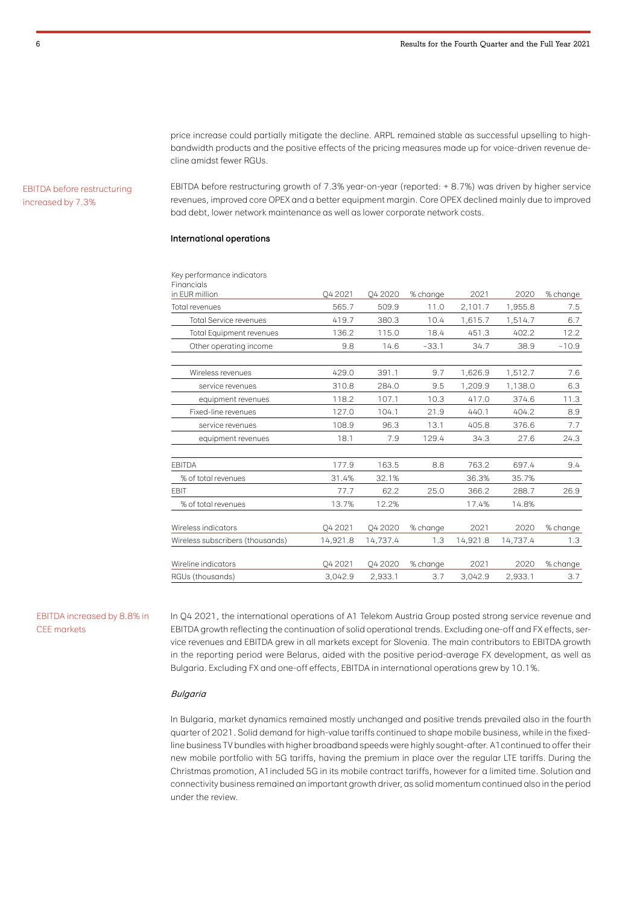price increase could partially mitigate the decline. ARPL remained stable as successful upselling to high-bandwidth products and the positive effects of the pricing measures made up for voice-driven revenue decline amidst fewer RGUs.

EBITDA before restructuring increased by 7.3%

EBITDA before restructuring growth of 7.3% year-on-year (reported: + 8.7%) was driven by higher service revenues, improved core OPEX and a better equipment margin. Core OPEX declined mainly due to improved bad debt, lower network maintenance as well as lower corporate network costs.

#### International operations

| Key performance indicators Financials in EUR million | Q4 2021 | Q4 2020 | % change | 2021 | 2020 | % change |
|---|---|---|---|---|---|---|
| Total revenues | 565.7 | 509.9 | 11.0 | 2,101.7 | 1,955.8 | 7.5 |
| Total Service revenues | 419.7 | 380.3 | 10.4 | 1,615.7 | 1,514.7 | 6.7 |
| Total Equipment revenues | 136.2 | 115.0 | 18.4 | 451.3 | 402.2 | 12.2 |
| Other operating income | 9.8 | 14.6 | −33.1 | 34.7 | 38.9 | −10.9 |
| Wireless revenues | 429.0 | 391.1 | 9.7 | 1,626.9 | 1,512.7 | 7.6 |
| service revenues | 310.8 | 284.0 | 9.5 | 1,209.9 | 1,138.0 | 6.3 |
| equipment revenues | 118.2 | 107.1 | 10.3 | 417.0 | 374.6 | 11.3 |
| Fixed-line revenues | 127.0 | 104.1 | 21.9 | 440.1 | 404.2 | 8.9 |
| service revenues | 108.9 | 96.3 | 13.1 | 405.8 | 376.6 | 7.7 |
| equipment revenues | 18.1 | 7.9 | 129.4 | 34.3 | 27.6 | 24.3 |
| EBITDA | 177.9 | 163.5 | 8.8 | 763.2 | 697.4 | 9.4 |
| % of total revenues | 31.4% | 32.1% | | 36.3% | 35.7% | |
| EBIT | 77.7 | 62.2 | 25.0 | 366.2 | 288.7 | 26.9 |
| % of total revenues | 13.7% | 12.2% | | 17.4% | 14.8% | |
| **Wireless indicators** | **Q4 2021** | **Q4 2020** | **% change** | **2021** | **2020** | **% change** |
| Wireless subscribers (thousands) | 14,921.8 | 14,737.4 | 1.3 | 14,921.8 | 14,737.4 | 1.3 |
| **Wireline indicators** | **Q4 2021** | **Q4 2020** | **% change** | **2021** | **2020** | **% change** |
| RGUs (thousands) | 3,042.9 | 2,933.1 | 3.7 | 3,042.9 | 2,933.1 | 3.7 |

EBITDA increased by 8.8% in CEE markets

In Q4 2021, the international operations of A1 Telekom Austria Group posted strong service revenue and EBITDA growth reflecting the continuation of solid operational trends. Excluding one-off and FX effects, service revenues and EBITDA grew in all markets except for Slovenia. The main contributors to EBITDA growth in the reporting period were Belarus, aided with the positive period-average FX development, as well as Bulgaria. Excluding FX and one-off effects, EBITDA in international operations grew by 10.1%.

*Bulgaria*

In Bulgaria, market dynamics remained mostly unchanged and positive trends prevailed also in the fourth quarter of 2021. Solid demand for high-value tariffs continued to shape mobile business, while in the fixed-line business TV bundles with higher broadband speeds were highly sought-after. A1 continued to offer their new mobile portfolio with 5G tariffs, having the premium in place over the regular LTE tariffs. During the Christmas promotion, A1 included 5G in its mobile contract tariffs, however for a limited time. Solution and connectivity business remained an important growth driver, as solid momentum continued also in the period under the review.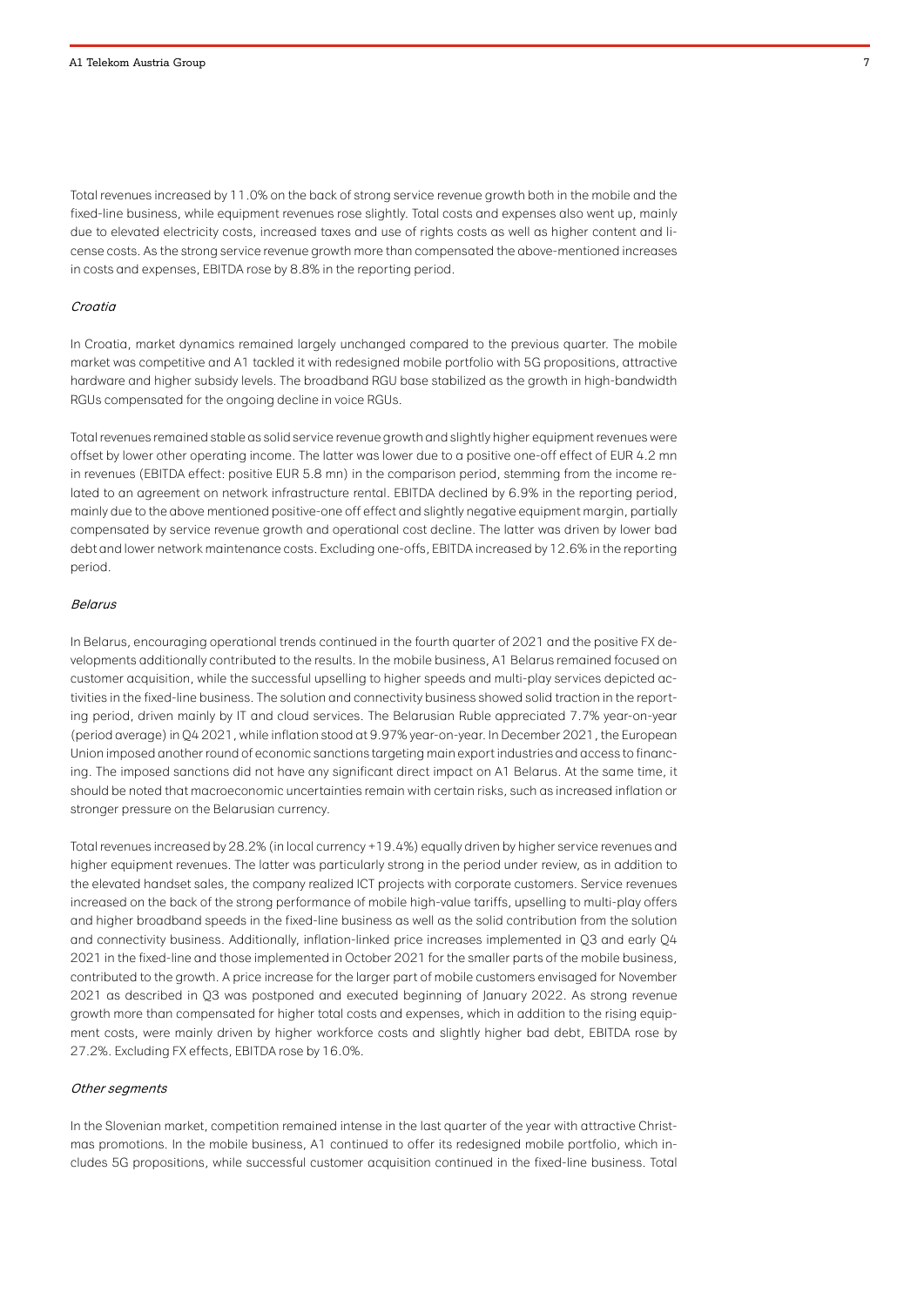Total revenues increased by 11.0% on the back of strong service revenue growth both in the mobile and the fixed-line business, while equipment revenues rose slightly. Total costs and expenses also went up, mainly due to elevated electricity costs, increased taxes and use of rights costs as well as higher content and license costs. As the strong service revenue growth more than compensated the above-mentioned increases in costs and expenses, EBITDA rose by 8.8% in the reporting period.

*Croatia*

In Croatia, market dynamics remained largely unchanged compared to the previous quarter. The mobile market was competitive and A1 tackled it with redesigned mobile portfolio with 5G propositions, attractive hardware and higher subsidy levels. The broadband RGU base stabilized as the growth in high-bandwidth RGUs compensated for the ongoing decline in voice RGUs.

Total revenues remained stable as solid service revenue growth and slightly higher equipment revenues were offset by lower other operating income. The latter was lower due to a positive one-off effect of EUR 4.2 mn in revenues (EBITDA effect: positive EUR 5.8 mn) in the comparison period, stemming from the income related to an agreement on network infrastructure rental. EBITDA declined by 6.9% in the reporting period, mainly due to the above mentioned positive-one off effect and slightly negative equipment margin, partially compensated by service revenue growth and operational cost decline. The latter was driven by lower bad debt and lower network maintenance costs. Excluding one-offs, EBITDA increased by 12.6% in the reporting period.

*Belarus*

In Belarus, encouraging operational trends continued in the fourth quarter of 2021 and the positive FX developments additionally contributed to the results. In the mobile business, A1 Belarus remained focused on customer acquisition, while the successful upselling to higher speeds and multi-play services depicted activities in the fixed-line business. The solution and connectivity business showed solid traction in the reporting period, driven mainly by IT and cloud services. The Belarusian Ruble appreciated 7.7% year-on-year (period average) in Q4 2021, while inflation stood at 9.97% year-on-year. In December 2021, the European Union imposed another round of economic sanctions targeting main export industries and access to financing. The imposed sanctions did not have any significant direct impact on A1 Belarus. At the same time, it should be noted that macroeconomic uncertainties remain with certain risks, such as increased inflation or stronger pressure on the Belarusian currency.

Total revenues increased by 28.2% (in local currency +19.4%) equally driven by higher service revenues and higher equipment revenues. The latter was particularly strong in the period under review, as in addition to the elevated handset sales, the company realized ICT projects with corporate customers. Service revenues increased on the back of the strong performance of mobile high-value tariffs, upselling to multi-play offers and higher broadband speeds in the fixed-line business as well as the solid contribution from the solution and connectivity business. Additionally, inflation-linked price increases implemented in Q3 and early Q4 2021 in the fixed-line and those implemented in October 2021 for the smaller parts of the mobile business, contributed to the growth. A price increase for the larger part of mobile customers envisaged for November 2021 as described in Q3 was postponed and executed beginning of January 2022. As strong revenue growth more than compensated for higher total costs and expenses, which in addition to the rising equipment costs, were mainly driven by higher workforce costs and slightly higher bad debt, EBITDA rose by 27.2%. Excluding FX effects, EBITDA rose by 16.0%.

*Other segments*

In the Slovenian market, competition remained intense in the last quarter of the year with attractive Christmas promotions. In the mobile business, A1 continued to offer its redesigned mobile portfolio, which includes 5G propositions, while successful customer acquisition continued in the fixed-line business. Total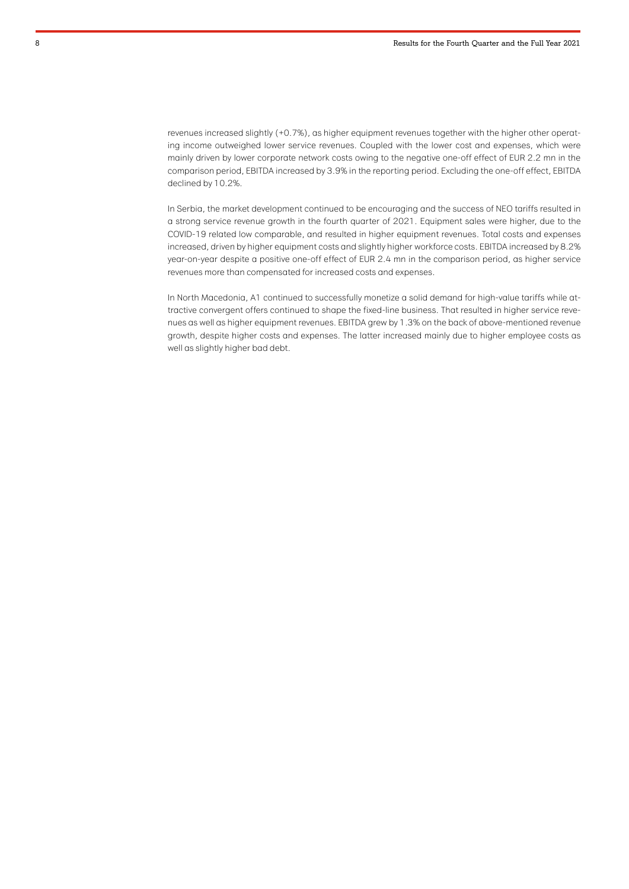revenues increased slightly (+0.7%), as higher equipment revenues together with the higher other operating income outweighed lower service revenues. Coupled with the lower cost and expenses, which were mainly driven by lower corporate network costs owing to the negative one-off effect of EUR 2.2 mn in the comparison period, EBITDA increased by 3.9% in the reporting period. Excluding the one-off effect, EBITDA declined by 10.2%.

In Serbia, the market development continued to be encouraging and the success of NEO tariffs resulted in a strong service revenue growth in the fourth quarter of 2021. Equipment sales were higher, due to the COVID-19 related low comparable, and resulted in higher equipment revenues. Total costs and expenses increased, driven by higher equipment costs and slightly higher workforce costs. EBITDA increased by 8.2% year-on-year despite a positive one-off effect of EUR 2.4 mn in the comparison period, as higher service revenues more than compensated for increased costs and expenses.

In North Macedonia, A1 continued to successfully monetize a solid demand for high-value tariffs while attractive convergent offers continued to shape the fixed-line business. That resulted in higher service revenues as well as higher equipment revenues. EBITDA grew by 1.3% on the back of above-mentioned revenue growth, despite higher costs and expenses. The latter increased mainly due to higher employee costs as well as slightly higher bad debt.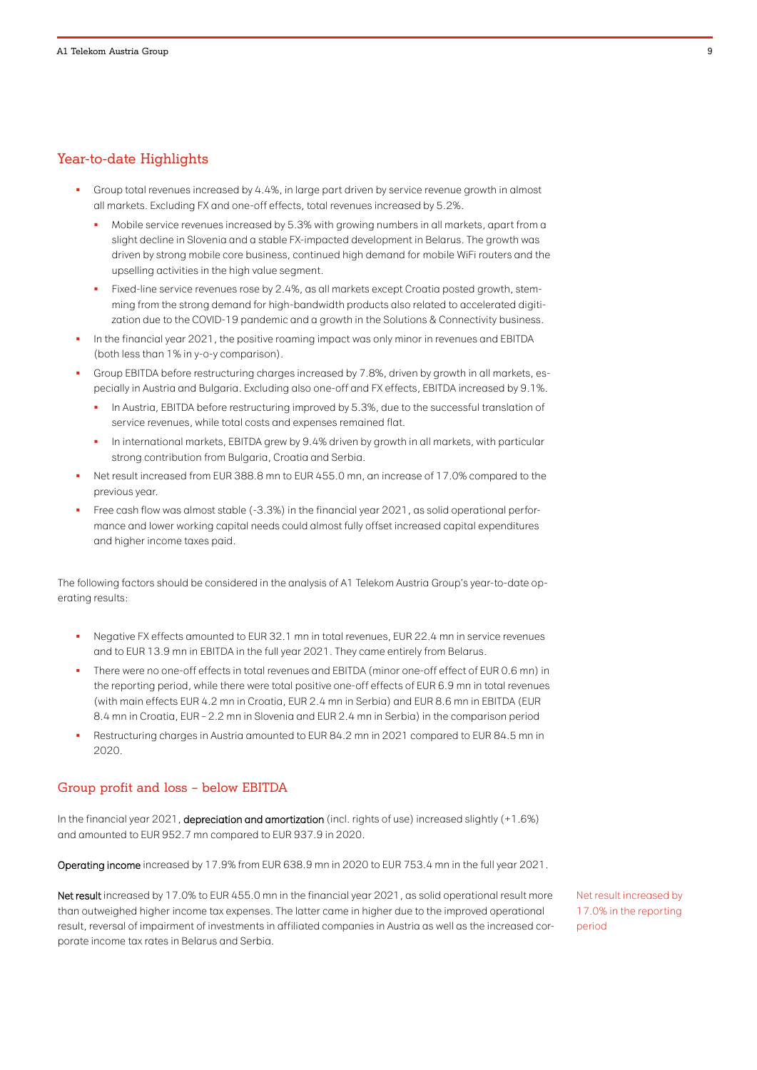## Year-to-date Highlights

- Group total revenues increased by 4.4%, in large part driven by service revenue growth in almost all markets. Excluding FX and one-off effects, total revenues increased by 5.2%.
  - Mobile service revenues increased by 5.3% with growing numbers in all markets, apart from a slight decline in Slovenia and a stable FX-impacted development in Belarus. The growth was driven by strong mobile core business, continued high demand for mobile WiFi routers and the upselling activities in the high value segment.
  - Fixed-line service revenues rose by 2.4%, as all markets except Croatia posted growth, stemming from the strong demand for high-bandwidth products also related to accelerated digitization due to the COVID-19 pandemic and a growth in the Solutions & Connectivity business.
- In the financial year 2021, the positive roaming impact was only minor in revenues and EBITDA (both less than 1% in y-o-y comparison).
- Group EBITDA before restructuring charges increased by 7.8%, driven by growth in all markets, especially in Austria and Bulgaria. Excluding also one-off and FX effects, EBITDA increased by 9.1%.
  - In Austria, EBITDA before restructuring improved by 5.3%, due to the successful translation of service revenues, while total costs and expenses remained flat.
  - In international markets, EBITDA grew by 9.4% driven by growth in all markets, with particular strong contribution from Bulgaria, Croatia and Serbia.
- Net result increased from EUR 388.8 mn to EUR 455.0 mn, an increase of 17.0% compared to the previous year.
- Free cash flow was almost stable (-3.3%) in the financial year 2021, as solid operational performance and lower working capital needs could almost fully offset increased capital expenditures and higher income taxes paid.

The following factors should be considered in the analysis of A1 Telekom Austria Group's year-to-date operating results:

- Negative FX effects amounted to EUR 32.1 mn in total revenues, EUR 22.4 mn in service revenues and to EUR 13.9 mn in EBITDA in the full year 2021. They came entirely from Belarus.
- There were no one-off effects in total revenues and EBITDA (minor one-off effect of EUR 0.6 mn) in the reporting period, while there were total positive one-off effects of EUR 6.9 mn in total revenues (with main effects EUR 4.2 mn in Croatia, EUR 2.4 mn in Serbia) and EUR 8.6 mn in EBITDA (EUR 8.4 mn in Croatia, EUR – 2.2 mn in Slovenia and EUR 2.4 mn in Serbia) in the comparison period
- Restructuring charges in Austria amounted to EUR 84.2 mn in 2021 compared to EUR 84.5 mn in 2020.

## Group profit and loss – below EBITDA

In the financial year 2021, **depreciation and amortization** (incl. rights of use) increased slightly (+1.6%) and amounted to EUR 952.7 mn compared to EUR 937.9 in 2020.

**Operating income** increased by 17.9% from EUR 638.9 mn in 2020 to EUR 753.4 mn in the full year 2021.

**Net result** increased by 17.0% to EUR 455.0 mn in the financial year 2021, as solid operational result more than outweighed higher income tax expenses. The latter came in higher due to the improved operational result, reversal of impairment of investments in affiliated companies in Austria as well as the increased corporate income tax rates in Belarus and Serbia.

Net result increased by 17.0% in the reporting period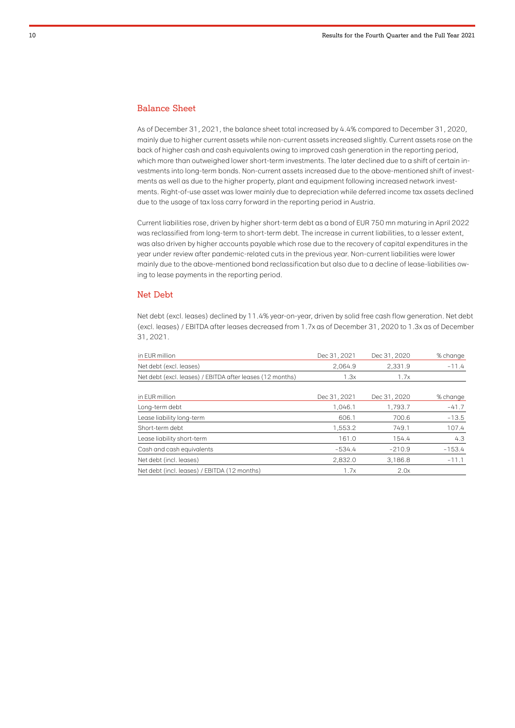## Balance Sheet

As of December 31, 2021, the balance sheet total increased by 4.4% compared to December 31, 2020, mainly due to higher current assets while non-current assets increased slightly. Current assets rose on the back of higher cash and cash equivalents owing to improved cash generation in the reporting period, which more than outweighed lower short-term investments. The later declined due to a shift of certain investments into long-term bonds. Non-current assets increased due to the above-mentioned shift of investments as well as due to the higher property, plant and equipment following increased network investments. Right-of-use asset was lower mainly due to depreciation while deferred income tax assets declined due to the usage of tax loss carry forward in the reporting period in Austria.

Current liabilities rose, driven by higher short-term debt as a bond of EUR 750 mn maturing in April 2022 was reclassified from long-term to short-term debt. The increase in current liabilities, to a lesser extent, was also driven by higher accounts payable which rose due to the recovery of capital expenditures in the year under review after pandemic-related cuts in the previous year. Non-current liabilities were lower mainly due to the above-mentioned bond reclassification but also due to a decline of lease-liabilities owing to lease payments in the reporting period.

## Net Debt

Net debt (excl. leases) declined by 11.4% year-on-year, driven by solid free cash flow generation. Net debt (excl. leases) / EBITDA after leases decreased from 1.7x as of December 31, 2020 to 1.3x as of December 31, 2021.

| in EUR million | Dec 31, 2021 | Dec 31, 2020 | % change |
|---|---|---|---|
| Net debt (excl. leases) | 2,064.9 | 2,331.9 | -11.4 |
| Net debt (excl. leases) / EBITDA after leases (12 months) | 1.3x | 1.7x | |

| in EUR million | Dec 31, 2021 | Dec 31, 2020 | % change |
|---|---|---|---|
| Long-term debt | 1,046.1 | 1,793.7 | -41.7 |
| Lease liability long-term | 606.1 | 700.6 | -13.5 |
| Short-term debt | 1,553.2 | 749.1 | 107.4 |
| Lease liability short-term | 161.0 | 154.4 | 4.3 |
| Cash and cash equivalents | -534.4 | -210.9 | -153.4 |
| Net debt (incl. leases) | 2,832.0 | 3,186.8 | -11.1 |
| Net debt (incl. leases) / EBITDA (12 months) | 1.7x | 2.0x | |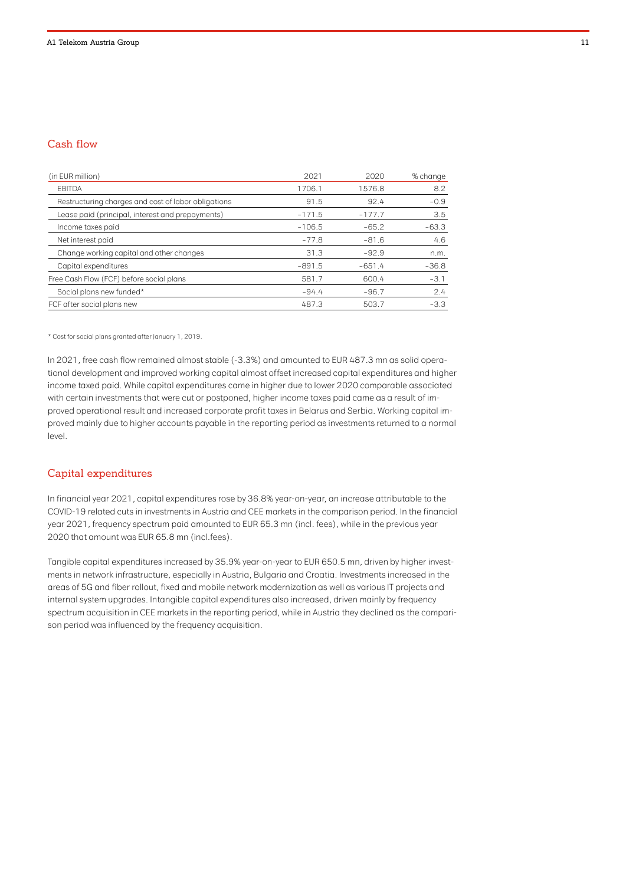## Cash flow

| (in EUR million) | 2021 | 2020 | % change |
|---|---|---|---|
| EBITDA | 1706.1 | 1576.8 | 8.2 |
| Restructuring charges and cost of labor obligations | 91.5 | 92.4 | -0.9 |
| Lease paid (principal, interest and prepayments) | -171.5 | -177.7 | 3.5 |
| Income taxes paid | -106.5 | -65.2 | -63.3 |
| Net interest paid | -77.8 | -81.6 | 4.6 |
| Change working capital and other changes | 31.3 | -92.9 | n.m. |
| Capital expenditures | -891.5 | -651.4 | -36.8 |
| Free Cash Flow (FCF) before social plans | 581.7 | 600.4 | -3.1 |
| Social plans new funded* | -94.4 | -96.7 | 2.4 |
| FCF after social plans new | 487.3 | 503.7 | -3.3 |

* Cost for social plans granted after January 1, 2019.

In 2021, free cash flow remained almost stable (-3.3%) and amounted to EUR 487.3 mn as solid operational development and improved working capital almost offset increased capital expenditures and higher income taxed paid. While capital expenditures came in higher due to lower 2020 comparable associated with certain investments that were cut or postponed, higher income taxes paid came as a result of improved operational result and increased corporate profit taxes in Belarus and Serbia. Working capital improved mainly due to higher accounts payable in the reporting period as investments returned to a normal level.

## Capital expenditures

In financial year 2021, capital expenditures rose by 36.8% year-on-year, an increase attributable to the COVID-19 related cuts in investments in Austria and CEE markets in the comparison period. In the financial year 2021, frequency spectrum paid amounted to EUR 65.3 mn (incl. fees), while in the previous year 2020 that amount was EUR 65.8 mn (incl.fees).

Tangible capital expenditures increased by 35.9% year-on-year to EUR 650.5 mn, driven by higher investments in network infrastructure, especially in Austria, Bulgaria and Croatia. Investments increased in the areas of 5G and fiber rollout, fixed and mobile network modernization as well as various IT projects and internal system upgrades. Intangible capital expenditures also increased, driven mainly by frequency spectrum acquisition in CEE markets in the reporting period, while in Austria they declined as the comparison period was influenced by the frequency acquisition.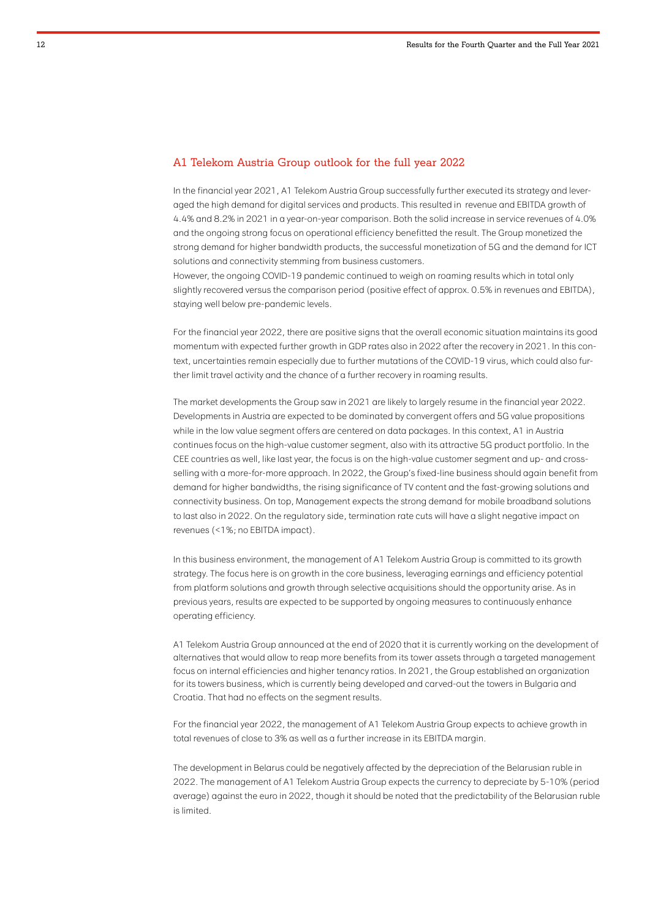## A1 Telekom Austria Group outlook for the full year 2022

In the financial year 2021, A1 Telekom Austria Group successfully further executed its strategy and leveraged the high demand for digital services and products. This resulted in revenue and EBITDA growth of 4.4% and 8.2% in 2021 in a year-on-year comparison. Both the solid increase in service revenues of 4.0% and the ongoing strong focus on operational efficiency benefitted the result. The Group monetized the strong demand for higher bandwidth products, the successful monetization of 5G and the demand for ICT solutions and connectivity stemming from business customers.
However, the ongoing COVID-19 pandemic continued to weigh on roaming results which in total only slightly recovered versus the comparison period (positive effect of approx. 0.5% in revenues and EBITDA), staying well below pre-pandemic levels.

For the financial year 2022, there are positive signs that the overall economic situation maintains its good momentum with expected further growth in GDP rates also in 2022 after the recovery in 2021. In this context, uncertainties remain especially due to further mutations of the COVID-19 virus, which could also further limit travel activity and the chance of a further recovery in roaming results.

The market developments the Group saw in 2021 are likely to largely resume in the financial year 2022. Developments in Austria are expected to be dominated by convergent offers and 5G value propositions while in the low value segment offers are centered on data packages. In this context, A1 in Austria continues focus on the high-value customer segment, also with its attractive 5G product portfolio. In the CEE countries as well, like last year, the focus is on the high-value customer segment and up- and cross-selling with a more-for-more approach. In 2022, the Group's fixed-line business should again benefit from demand for higher bandwidths, the rising significance of TV content and the fast-growing solutions and connectivity business. On top, Management expects the strong demand for mobile broadband solutions to last also in 2022. On the regulatory side, termination rate cuts will have a slight negative impact on revenues (<1%; no EBITDA impact).

In this business environment, the management of A1 Telekom Austria Group is committed to its growth strategy. The focus here is on growth in the core business, leveraging earnings and efficiency potential from platform solutions and growth through selective acquisitions should the opportunity arise. As in previous years, results are expected to be supported by ongoing measures to continuously enhance operating efficiency.

A1 Telekom Austria Group announced at the end of 2020 that it is currently working on the development of alternatives that would allow to reap more benefits from its tower assets through a targeted management focus on internal efficiencies and higher tenancy ratios. In 2021, the Group established an organization for its towers business, which is currently being developed and carved-out the towers in Bulgaria and Croatia. That had no effects on the segment results.

For the financial year 2022, the management of A1 Telekom Austria Group expects to achieve growth in total revenues of close to 3% as well as a further increase in its EBITDA margin.

The development in Belarus could be negatively affected by the depreciation of the Belarusian ruble in 2022. The management of A1 Telekom Austria Group expects the currency to depreciate by 5-10% (period average) against the euro in 2022, though it should be noted that the predictability of the Belarusian ruble is limited.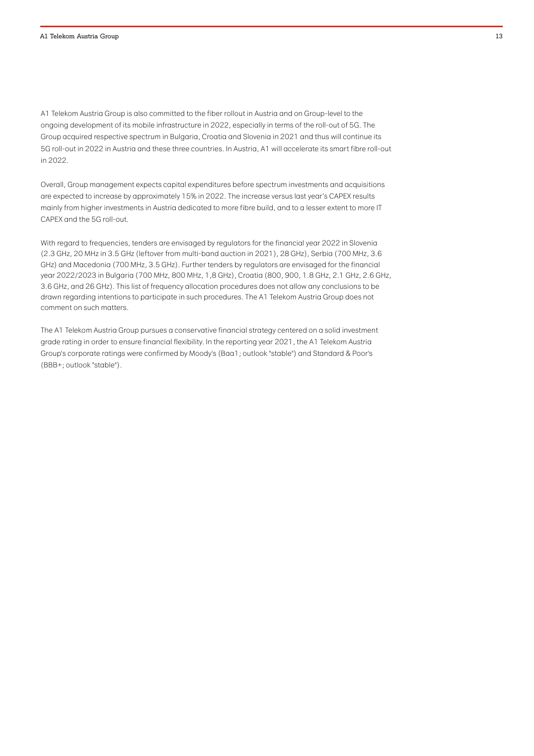A1 Telekom Austria Group is also committed to the fiber rollout in Austria and on Group-level to the ongoing development of its mobile infrastructure in 2022, especially in terms of the roll-out of 5G. The Group acquired respective spectrum in Bulgaria, Croatia and Slovenia in 2021 and thus will continue its 5G roll-out in 2022 in Austria and these three countries. In Austria, A1 will accelerate its smart fibre roll-out in 2022.

Overall, Group management expects capital expenditures before spectrum investments and acquisitions are expected to increase by approximately 15% in 2022. The increase versus last year's CAPEX results mainly from higher investments in Austria dedicated to more fibre build, and to a lesser extent to more IT CAPEX and the 5G roll-out.

With regard to frequencies, tenders are envisaged by regulators for the financial year 2022 in Slovenia (2.3 GHz, 20 MHz in 3.5 GHz (leftover from multi-band auction in 2021), 28 GHz), Serbia (700 MHz, 3.6 GHz) and Macedonia (700 MHz, 3.5 GHz). Further tenders by regulators are envisaged for the financial year 2022/2023 in Bulgaria (700 MHz, 800 MHz, 1,8 GHz), Croatia (800, 900, 1.8 GHz, 2.1 GHz, 2.6 GHz, 3.6 GHz, and 26 GHz). This list of frequency allocation procedures does not allow any conclusions to be drawn regarding intentions to participate in such procedures. The A1 Telekom Austria Group does not comment on such matters.

The A1 Telekom Austria Group pursues a conservative financial strategy centered on a solid investment grade rating in order to ensure financial flexibility. In the reporting year 2021, the A1 Telekom Austria Group's corporate ratings were confirmed by Moody's (Baa1; outlook "stable") and Standard & Poor's (BBB+; outlook "stable").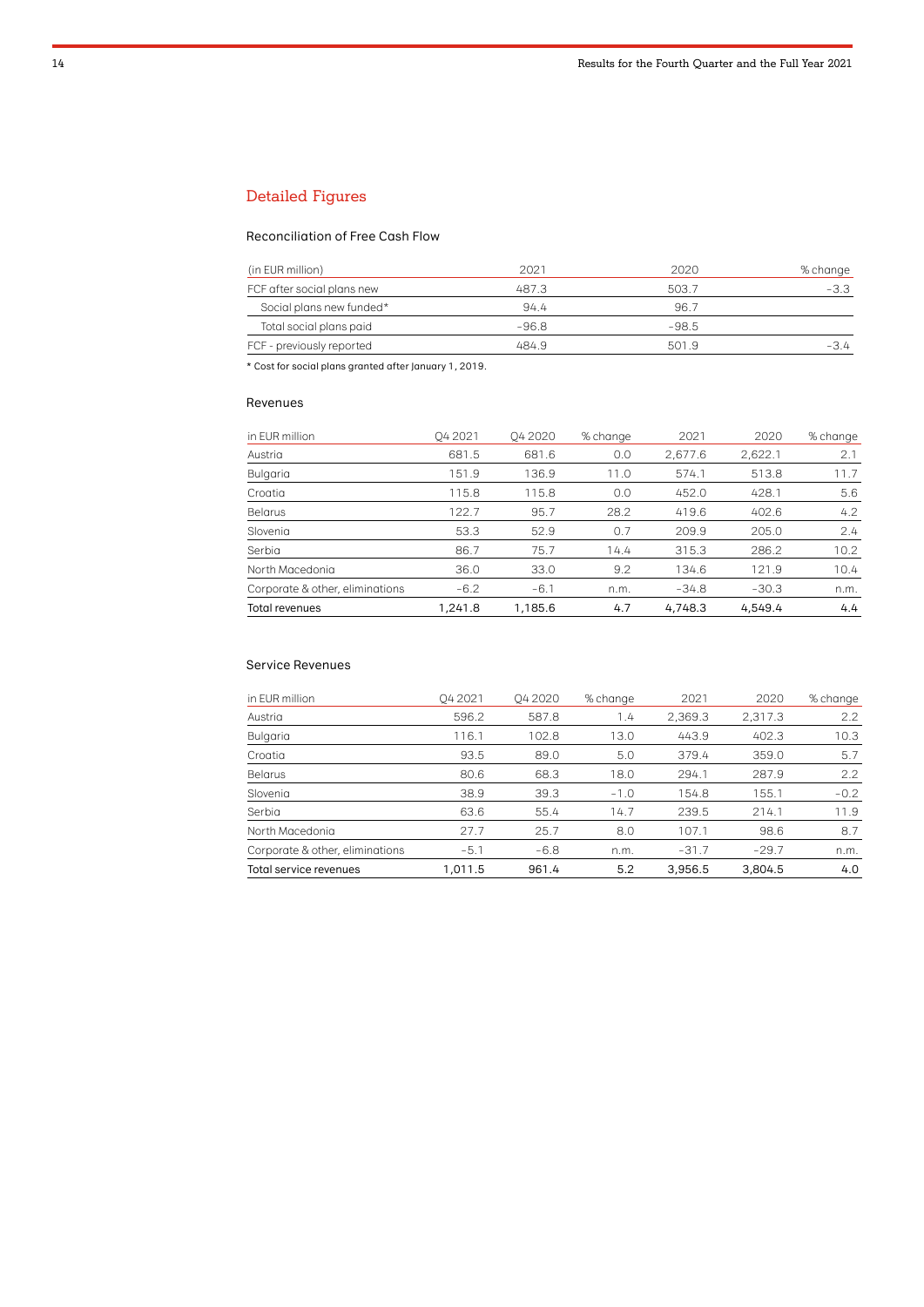## Detailed Figures

### Reconciliation of Free Cash Flow

| (in EUR million) | 2021 | 2020 | % change |
|---|---|---|---|
| FCF after social plans new | 487.3 | 503.7 | -3.3 |
| Social plans new funded* | 94.4 | 96.7 | |
| Total social plans paid | -96.8 | -98.5 | |
| FCF - previously reported | 484.9 | 501.9 | -3.4 |

* Cost for social plans granted after January 1, 2019.

### Revenues

| in EUR million | Q4 2021 | Q4 2020 | % change | 2021 | 2020 | % change |
|---|---|---|---|---|---|---|
| Austria | 681.5 | 681.6 | 0.0 | 2,677.6 | 2,622.1 | 2.1 |
| Bulgaria | 151.9 | 136.9 | 11.0 | 574.1 | 513.8 | 11.7 |
| Croatia | 115.8 | 115.8 | 0.0 | 452.0 | 428.1 | 5.6 |
| Belarus | 122.7 | 95.7 | 28.2 | 419.6 | 402.6 | 4.2 |
| Slovenia | 53.3 | 52.9 | 0.7 | 209.9 | 205.0 | 2.4 |
| Serbia | 86.7 | 75.7 | 14.4 | 315.3 | 286.2 | 10.2 |
| North Macedonia | 36.0 | 33.0 | 9.2 | 134.6 | 121.9 | 10.4 |
| Corporate & other, eliminations | -6.2 | -6.1 | n.m. | -34.8 | -30.3 | n.m. |
| Total revenues | 1,241.8 | 1,185.6 | 4.7 | 4,748.3 | 4,549.4 | 4.4 |

### Service Revenues

| in EUR million | Q4 2021 | Q4 2020 | % change | 2021 | 2020 | % change |
|---|---|---|---|---|---|---|
| Austria | 596.2 | 587.8 | 1.4 | 2,369.3 | 2,317.3 | 2.2 |
| Bulgaria | 116.1 | 102.8 | 13.0 | 443.9 | 402.3 | 10.3 |
| Croatia | 93.5 | 89.0 | 5.0 | 379.4 | 359.0 | 5.7 |
| Belarus | 80.6 | 68.3 | 18.0 | 294.1 | 287.9 | 2.2 |
| Slovenia | 38.9 | 39.3 | -1.0 | 154.8 | 155.1 | -0.2 |
| Serbia | 63.6 | 55.4 | 14.7 | 239.5 | 214.1 | 11.9 |
| North Macedonia | 27.7 | 25.7 | 8.0 | 107.1 | 98.6 | 8.7 |
| Corporate & other, eliminations | -5.1 | -6.8 | n.m. | -31.7 | -29.7 | n.m. |
| Total service revenues | 1,011.5 | 961.4 | 5.2 | 3,956.5 | 3,804.5 | 4.0 |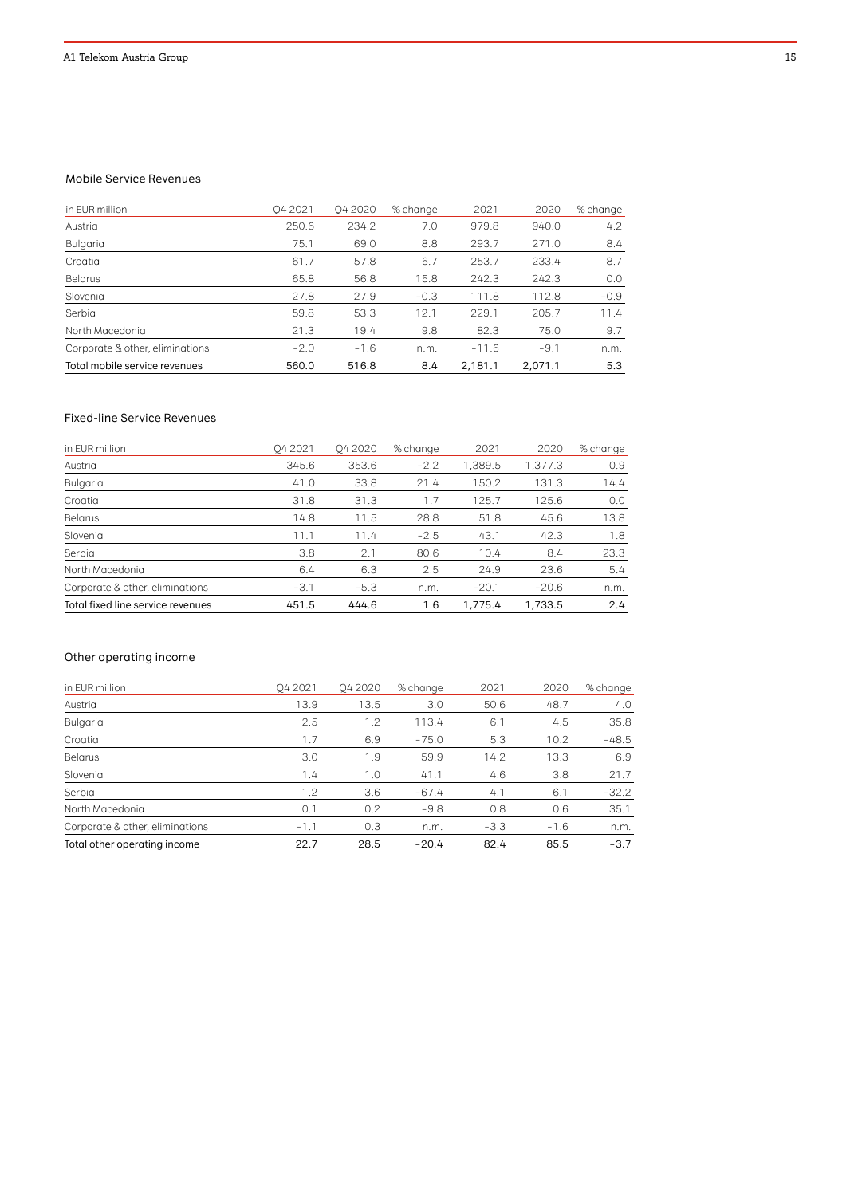## Mobile Service Revenues

| in EUR million | Q4 2021 | Q4 2020 | % change | 2021 | 2020 | % change |
|---|---|---|---|---|---|---|
| Austria | 250.6 | 234.2 | 7.0 | 979.8 | 940.0 | 4.2 |
| Bulgaria | 75.1 | 69.0 | 8.8 | 293.7 | 271.0 | 8.4 |
| Croatia | 61.7 | 57.8 | 6.7 | 253.7 | 233.4 | 8.7 |
| Belarus | 65.8 | 56.8 | 15.8 | 242.3 | 242.3 | 0.0 |
| Slovenia | 27.8 | 27.9 | −0.3 | 111.8 | 112.8 | −0.9 |
| Serbia | 59.8 | 53.3 | 12.1 | 229.1 | 205.7 | 11.4 |
| North Macedonia | 21.3 | 19.4 | 9.8 | 82.3 | 75.0 | 9.7 |
| Corporate & other, eliminations | −2.0 | −1.6 | n.m. | −11.6 | −9.1 | n.m. |
| **Total mobile service revenues** | **560.0** | **516.8** | **8.4** | **2,181.1** | **2,071.1** | **5.3** |

## Fixed-line Service Revenues

| in EUR million | Q4 2021 | Q4 2020 | % change | 2021 | 2020 | % change |
|---|---|---|---|---|---|---|
| Austria | 345.6 | 353.6 | −2.2 | 1,389.5 | 1,377.3 | 0.9 |
| Bulgaria | 41.0 | 33.8 | 21.4 | 150.2 | 131.3 | 14.4 |
| Croatia | 31.8 | 31.3 | 1.7 | 125.7 | 125.6 | 0.0 |
| Belarus | 14.8 | 11.5 | 28.8 | 51.8 | 45.6 | 13.8 |
| Slovenia | 11.1 | 11.4 | −2.5 | 43.1 | 42.3 | 1.8 |
| Serbia | 3.8 | 2.1 | 80.6 | 10.4 | 8.4 | 23.3 |
| North Macedonia | 6.4 | 6.3 | 2.5 | 24.9 | 23.6 | 5.4 |
| Corporate & other, eliminations | −3.1 | −5.3 | n.m. | −20.1 | −20.6 | n.m. |
| **Total fixed line service revenues** | **451.5** | **444.6** | **1.6** | **1,775.4** | **1,733.5** | **2.4** |

## Other operating income

| in EUR million | Q4 2021 | Q4 2020 | % change | 2021 | 2020 | % change |
|---|---|---|---|---|---|---|
| Austria | 13.9 | 13.5 | 3.0 | 50.6 | 48.7 | 4.0 |
| Bulgaria | 2.5 | 1.2 | 113.4 | 6.1 | 4.5 | 35.8 |
| Croatia | 1.7 | 6.9 | −75.0 | 5.3 | 10.2 | −48.5 |
| Belarus | 3.0 | 1.9 | 59.9 | 14.2 | 13.3 | 6.9 |
| Slovenia | 1.4 | 1.0 | 41.1 | 4.6 | 3.8 | 21.7 |
| Serbia | 1.2 | 3.6 | −67.4 | 4.1 | 6.1 | −32.2 |
| North Macedonia | 0.1 | 0.2 | −9.8 | 0.8 | 0.6 | 35.1 |
| Corporate & other, eliminations | −1.1 | 0.3 | n.m. | −3.3 | −1.6 | n.m. |
| **Total other operating income** | **22.7** | **28.5** | **−20.4** | **82.4** | **85.5** | **−3.7** |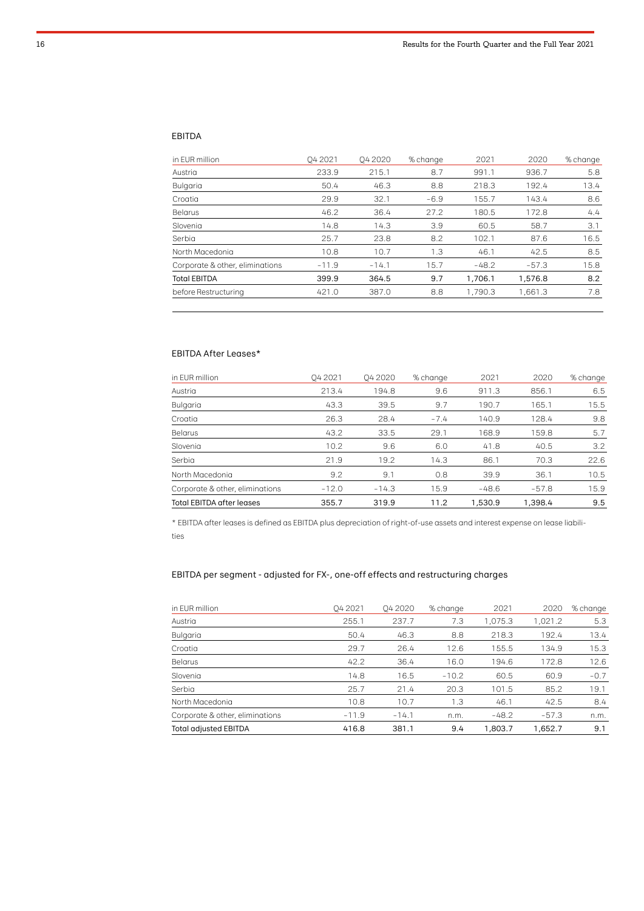## EBITDA

| in EUR million | Q4 2021 | Q4 2020 | % change | 2021 | 2020 | % change |
|---|---|---|---|---|---|---|
| Austria | 233.9 | 215.1 | 8.7 | 991.1 | 936.7 | 5.8 |
| Bulgaria | 50.4 | 46.3 | 8.8 | 218.3 | 192.4 | 13.4 |
| Croatia | 29.9 | 32.1 | -6.9 | 155.7 | 143.4 | 8.6 |
| Belarus | 46.2 | 36.4 | 27.2 | 180.5 | 172.8 | 4.4 |
| Slovenia | 14.8 | 14.3 | 3.9 | 60.5 | 58.7 | 3.1 |
| Serbia | 25.7 | 23.8 | 8.2 | 102.1 | 87.6 | 16.5 |
| North Macedonia | 10.8 | 10.7 | 1.3 | 46.1 | 42.5 | 8.5 |
| Corporate & other, eliminations | -11.9 | -14.1 | 15.7 | -48.2 | -57.3 | 15.8 |
| **Total EBITDA** | **399.9** | **364.5** | **9.7** | **1,706.1** | **1,576.8** | **8.2** |
| before Restructuring | 421.0 | 387.0 | 8.8 | 1,790.3 | 1,661.3 | 7.8 |

## EBITDA After Leases*

| in EUR million | Q4 2021 | Q4 2020 | % change | 2021 | 2020 | % change |
|---|---|---|---|---|---|---|
| Austria | 213.4 | 194.8 | 9.6 | 911.3 | 856.1 | 6.5 |
| Bulgaria | 43.3 | 39.5 | 9.7 | 190.7 | 165.1 | 15.5 |
| Croatia | 26.3 | 28.4 | -7.4 | 140.9 | 128.4 | 9.8 |
| Belarus | 43.2 | 33.5 | 29.1 | 168.9 | 159.8 | 5.7 |
| Slovenia | 10.2 | 9.6 | 6.0 | 41.8 | 40.5 | 3.2 |
| Serbia | 21.9 | 19.2 | 14.3 | 86.1 | 70.3 | 22.6 |
| North Macedonia | 9.2 | 9.1 | 0.8 | 39.9 | 36.1 | 10.5 |
| Corporate & other, eliminations | -12.0 | -14.3 | 15.9 | -48.6 | -57.8 | 15.9 |
| **Total EBITDA after leases** | **355.7** | **319.9** | **11.2** | **1,530.9** | **1,398.4** | **9.5** |

* EBITDA after leases is defined as EBITDA plus depreciation of right-of-use assets and interest expense on lease liabilities

## EBITDA per segment - adjusted for FX-, one-off effects and restructuring charges

| in EUR million | Q4 2021 | Q4 2020 | % change | 2021 | 2020 | % change |
|---|---|---|---|---|---|---|
| Austria | 255.1 | 237.7 | 7.3 | 1,075.3 | 1,021.2 | 5.3 |
| Bulgaria | 50.4 | 46.3 | 8.8 | 218.3 | 192.4 | 13.4 |
| Croatia | 29.7 | 26.4 | 12.6 | 155.5 | 134.9 | 15.3 |
| Belarus | 42.2 | 36.4 | 16.0 | 194.6 | 172.8 | 12.6 |
| Slovenia | 14.8 | 16.5 | -10.2 | 60.5 | 60.9 | -0.7 |
| Serbia | 25.7 | 21.4 | 20.3 | 101.5 | 85.2 | 19.1 |
| North Macedonia | 10.8 | 10.7 | 1.3 | 46.1 | 42.5 | 8.4 |
| Corporate & other, eliminations | -11.9 | -14.1 | n.m. | -48.2 | -57.3 | n.m. |
| **Total adjusted EBITDA** | **416.8** | **381.1** | **9.4** | **1,803.7** | **1,652.7** | **9.1** |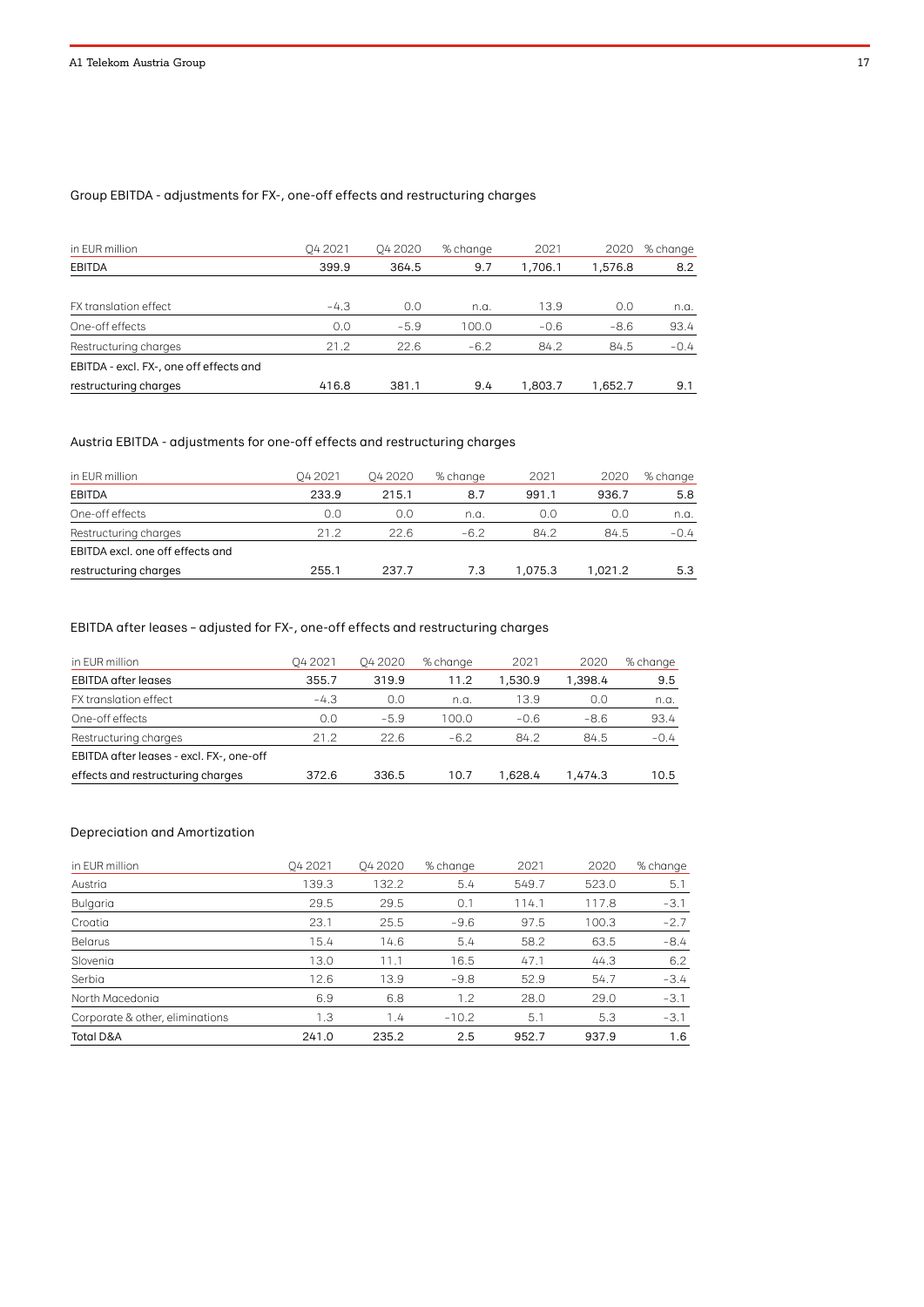### Group EBITDA - adjustments for FX-, one-off effects and restructuring charges

| in EUR million | Q4 2021 | Q4 2020 | % change | 2021 | 2020 | % change |
|---|---|---|---|---|---|---|
| EBITDA | 399.9 | 364.5 | 9.7 | 1,706.1 | 1,576.8 | 8.2 |
| FX translation effect | -4.3 | 0.0 | n.a. | 13.9 | 0.0 | n.a. |
| One-off effects | 0.0 | -5.9 | 100.0 | -0.6 | -8.6 | 93.4 |
| Restructuring charges | 21.2 | 22.6 | -6.2 | 84.2 | 84.5 | -0.4 |
| EBITDA - excl. FX-, one off effects and restructuring charges | 416.8 | 381.1 | 9.4 | 1,803.7 | 1,652.7 | 9.1 |

### Austria EBITDA - adjustments for one-off effects and restructuring charges

| in EUR million | Q4 2021 | Q4 2020 | % change | 2021 | 2020 | % change |
|---|---|---|---|---|---|---|
| EBITDA | 233.9 | 215.1 | 8.7 | 991.1 | 936.7 | 5.8 |
| One-off effects | 0.0 | 0.0 | n.a. | 0.0 | 0.0 | n.a. |
| Restructuring charges | 21.2 | 22.6 | -6.2 | 84.2 | 84.5 | -0.4 |
| EBITDA excl. one off effects and restructuring charges | 255.1 | 237.7 | 7.3 | 1,075.3 | 1,021.2 | 5.3 |

### EBITDA after leases – adjusted for FX-, one-off effects and restructuring charges

| in EUR million | Q4 2021 | Q4 2020 | % change | 2021 | 2020 | % change |
|---|---|---|---|---|---|---|
| EBITDA after leases | 355.7 | 319.9 | 11.2 | 1,530.9 | 1,398.4 | 9.5 |
| FX translation effect | -4.3 | 0.0 | n.a. | 13.9 | 0.0 | n.a. |
| One-off effects | 0.0 | -5.9 | 100.0 | -0.6 | -8.6 | 93.4 |
| Restructuring charges | 21.2 | 22.6 | -6.2 | 84.2 | 84.5 | -0.4 |
| EBITDA after leases - excl. FX-, one-off effects and restructuring charges | 372.6 | 336.5 | 10.7 | 1,628.4 | 1,474.3 | 10.5 |

### Depreciation and Amortization

| in EUR million | Q4 2021 | Q4 2020 | % change | 2021 | 2020 | % change |
|---|---|---|---|---|---|---|
| Austria | 139.3 | 132.2 | 5.4 | 549.7 | 523.0 | 5.1 |
| Bulgaria | 29.5 | 29.5 | 0.1 | 114.1 | 117.8 | -3.1 |
| Croatia | 23.1 | 25.5 | -9.6 | 97.5 | 100.3 | -2.7 |
| Belarus | 15.4 | 14.6 | 5.4 | 58.2 | 63.5 | -8.4 |
| Slovenia | 13.0 | 11.1 | 16.5 | 47.1 | 44.3 | 6.2 |
| Serbia | 12.6 | 13.9 | -9.8 | 52.9 | 54.7 | -3.4 |
| North Macedonia | 6.9 | 6.8 | 1.2 | 28.0 | 29.0 | -3.1 |
| Corporate & other, eliminations | 1.3 | 1.4 | -10.2 | 5.1 | 5.3 | -3.1 |
| Total D&A | 241.0 | 235.2 | 2.5 | 952.7 | 937.9 | 1.6 |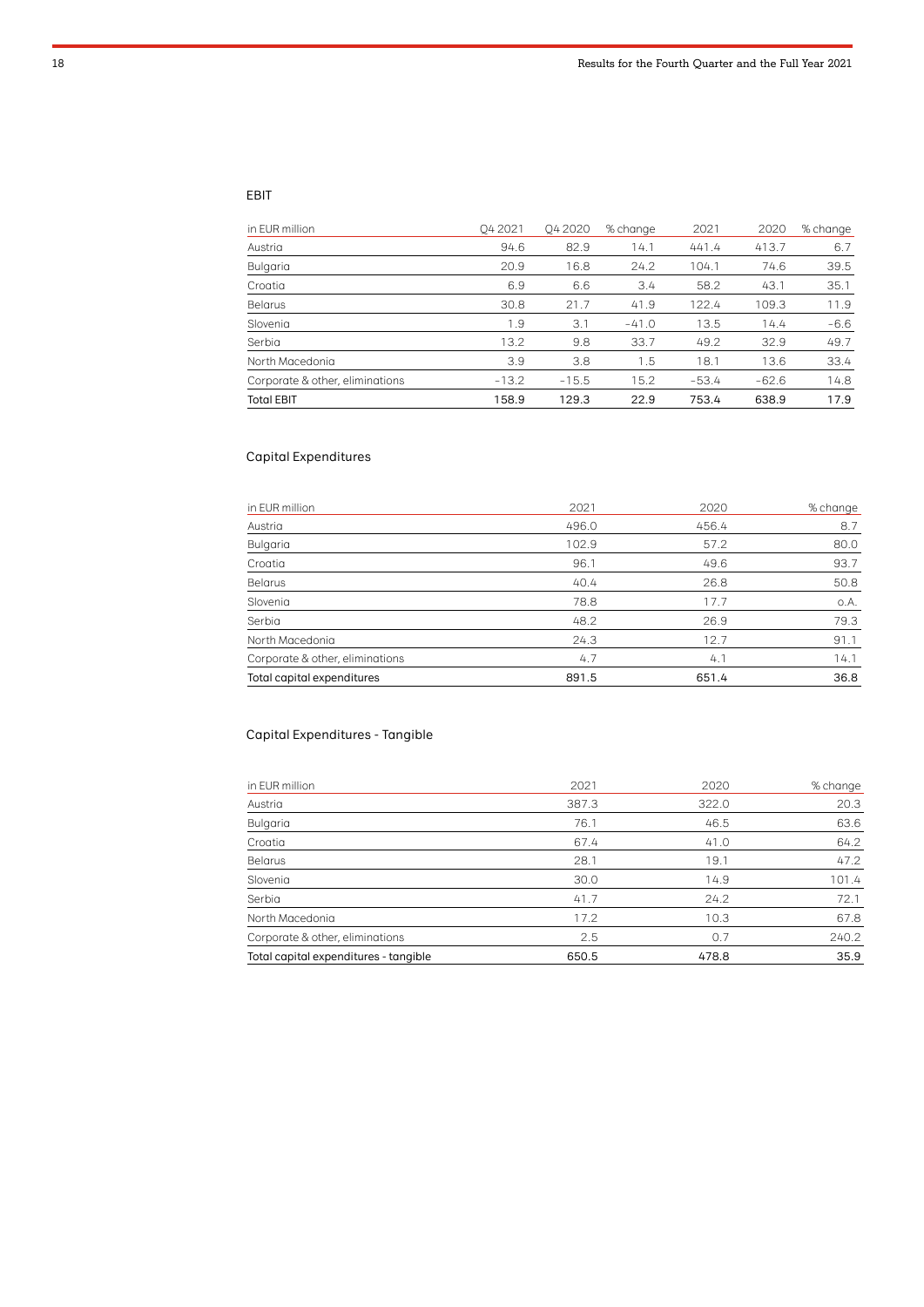## EBIT

| in EUR million | Q4 2021 | Q4 2020 | % change | 2021 | 2020 | % change |
|---|---|---|---|---|---|---|
| Austria | 94.6 | 82.9 | 14.1 | 441.4 | 413.7 | 6.7 |
| Bulgaria | 20.9 | 16.8 | 24.2 | 104.1 | 74.6 | 39.5 |
| Croatia | 6.9 | 6.6 | 3.4 | 58.2 | 43.1 | 35.1 |
| Belarus | 30.8 | 21.7 | 41.9 | 122.4 | 109.3 | 11.9 |
| Slovenia | 1.9 | 3.1 | -41.0 | 13.5 | 14.4 | -6.6 |
| Serbia | 13.2 | 9.8 | 33.7 | 49.2 | 32.9 | 49.7 |
| North Macedonia | 3.9 | 3.8 | 1.5 | 18.1 | 13.6 | 33.4 |
| Corporate & other, eliminations | -13.2 | -15.5 | 15.2 | -53.4 | -62.6 | 14.8 |
| Total EBIT | 158.9 | 129.3 | 22.9 | 753.4 | 638.9 | 17.9 |

## Capital Expenditures

| in EUR million | 2021 | 2020 | % change |
|---|---|---|---|
| Austria | 496.0 | 456.4 | 8.7 |
| Bulgaria | 102.9 | 57.2 | 80.0 |
| Croatia | 96.1 | 49.6 | 93.7 |
| Belarus | 40.4 | 26.8 | 50.8 |
| Slovenia | 78.8 | 17.7 | o.A. |
| Serbia | 48.2 | 26.9 | 79.3 |
| North Macedonia | 24.3 | 12.7 | 91.1 |
| Corporate & other, eliminations | 4.7 | 4.1 | 14.1 |
| Total capital expenditures | 891.5 | 651.4 | 36.8 |

## Capital Expenditures - Tangible

| in EUR million | 2021 | 2020 | % change |
|---|---|---|---|
| Austria | 387.3 | 322.0 | 20.3 |
| Bulgaria | 76.1 | 46.5 | 63.6 |
| Croatia | 67.4 | 41.0 | 64.2 |
| Belarus | 28.1 | 19.1 | 47.2 |
| Slovenia | 30.0 | 14.9 | 101.4 |
| Serbia | 41.7 | 24.2 | 72.1 |
| North Macedonia | 17.2 | 10.3 | 67.8 |
| Corporate & other, eliminations | 2.5 | 0.7 | 240.2 |
| Total capital expenditures - tangible | 650.5 | 478.8 | 35.9 |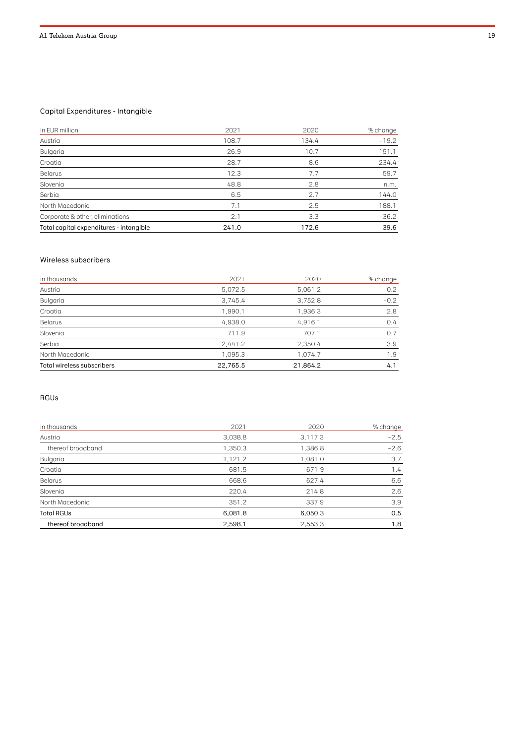### Capital Expenditures - Intangible

| in EUR million | 2021 | 2020 | % change |
|---|---|---|---|
| Austria | 108.7 | 134.4 | -19.2 |
| Bulgaria | 26.9 | 10.7 | 151.1 |
| Croatia | 28.7 | 8.6 | 234.4 |
| Belarus | 12.3 | 7.7 | 59.7 |
| Slovenia | 48.8 | 2.8 | n.m. |
| Serbia | 6.5 | 2.7 | 144.0 |
| North Macedonia | 7.1 | 2.5 | 188.1 |
| Corporate & other, eliminations | 2.1 | 3.3 | -36.2 |
| Total capital expenditures - intangible | 241.0 | 172.6 | 39.6 |

### Wireless subscribers

| in thousands | 2021 | 2020 | % change |
|---|---|---|---|
| Austria | 5,072.5 | 5,061.2 | 0.2 |
| Bulgaria | 3,745.4 | 3,752.8 | -0.2 |
| Croatia | 1,990.1 | 1,936.3 | 2.8 |
| Belarus | 4,938.0 | 4,916.1 | 0.4 |
| Slovenia | 711.9 | 707.1 | 0.7 |
| Serbia | 2,441.2 | 2,350.4 | 3.9 |
| North Macedonia | 1,095.3 | 1,074.7 | 1.9 |
| Total wireless subscribers | 22,765.5 | 21,864.2 | 4.1 |

### RGUs

| in thousands | 2021 | 2020 | % change |
|---|---|---|---|
| Austria | 3,038.8 | 3,117.3 | -2.5 |
| thereof broadband | 1,350.3 | 1,386.8 | -2.6 |
| Bulgaria | 1,121.2 | 1,081.0 | 3.7 |
| Croatia | 681.5 | 671.9 | 1.4 |
| Belarus | 668.6 | 627.4 | 6.6 |
| Slovenia | 220.4 | 214.8 | 2.6 |
| North Macedonia | 351.2 | 337.9 | 3.9 |
| Total RGUs | 6,081.8 | 6,050.3 | 0.5 |
| thereof broadband | 2,598.1 | 2,553.3 | 1.8 |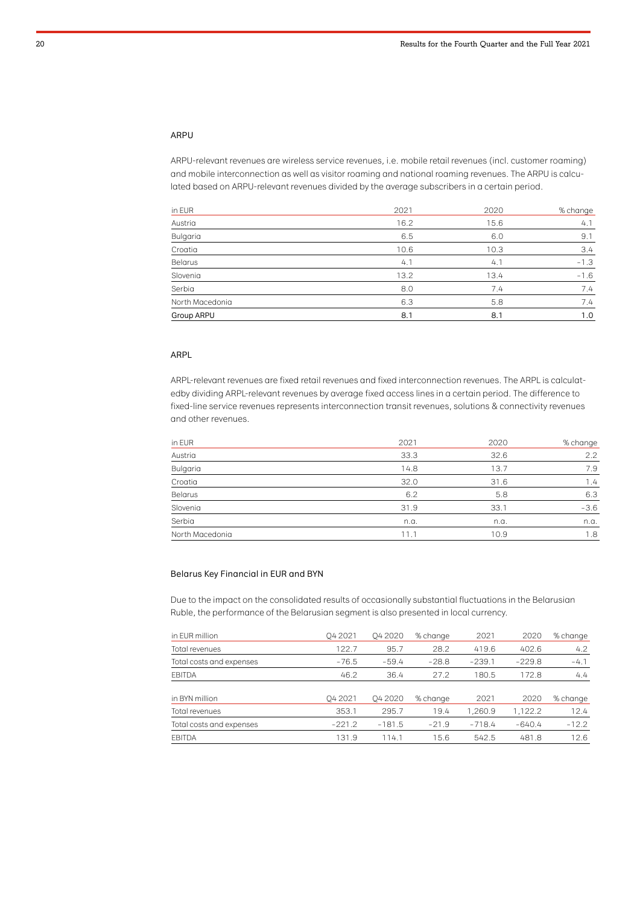## ARPU

ARPU-relevant revenues are wireless service revenues, i.e. mobile retail revenues (incl. customer roaming) and mobile interconnection as well as visitor roaming and national roaming revenues. The ARPU is calculated based on ARPU-relevant revenues divided by the average subscribers in a certain period.

| in EUR | 2021 | 2020 | % change |
|---|---|---|---|
| Austria | 16.2 | 15.6 | 4.1 |
| Bulgaria | 6.5 | 6.0 | 9.1 |
| Croatia | 10.6 | 10.3 | 3.4 |
| Belarus | 4.1 | 4.1 | –1.3 |
| Slovenia | 13.2 | 13.4 | –1.6 |
| Serbia | 8.0 | 7.4 | 7.4 |
| North Macedonia | 6.3 | 5.8 | 7.4 |
| Group ARPU | 8.1 | 8.1 | 1.0 |

## ARPL

ARPL-relevant revenues are fixed retail revenues and fixed interconnection revenues. The ARPL is calculatedby dividing ARPL-relevant revenues by average fixed access lines in a certain period. The difference to fixed-line service revenues represents interconnection transit revenues, solutions & connectivity revenues and other revenues.

| in EUR | 2021 | 2020 | % change |
|---|---|---|---|
| Austria | 33.3 | 32.6 | 2.2 |
| Bulgaria | 14.8 | 13.7 | 7.9 |
| Croatia | 32.0 | 31.6 | 1.4 |
| Belarus | 6.2 | 5.8 | 6.3 |
| Slovenia | 31.9 | 33.1 | –3.6 |
| Serbia | n.a. | n.a. | n.a. |
| North Macedonia | 11.1 | 10.9 | 1.8 |

## Belarus Key Financial in EUR and BYN

Due to the impact on the consolidated results of occasionally substantial fluctuations in the Belarusian Ruble, the performance of the Belarusian segment is also presented in local currency.

| in EUR million | Q4 2021 | Q4 2020 | % change | 2021 | 2020 | % change |
|---|---|---|---|---|---|---|
| Total revenues | 122.7 | 95.7 | 28.2 | 419.6 | 402.6 | 4.2 |
| Total costs and expenses | –76.5 | –59.4 | –28.8 | –239.1 | –229.8 | –4.1 |
| EBITDA | 46.2 | 36.4 | 27.2 | 180.5 | 172.8 | 4.4 |

| in BYN million | Q4 2021 | Q4 2020 | % change | 2021 | 2020 | % change |
|---|---|---|---|---|---|---|
| Total revenues | 353.1 | 295.7 | 19.4 | 1,260.9 | 1,122.2 | 12.4 |
| Total costs and expenses | –221.2 | –181.5 | –21.9 | –718.4 | –640.4 | –12.2 |
| EBITDA | 131.9 | 114.1 | 15.6 | 542.5 | 481.8 | 12.6 |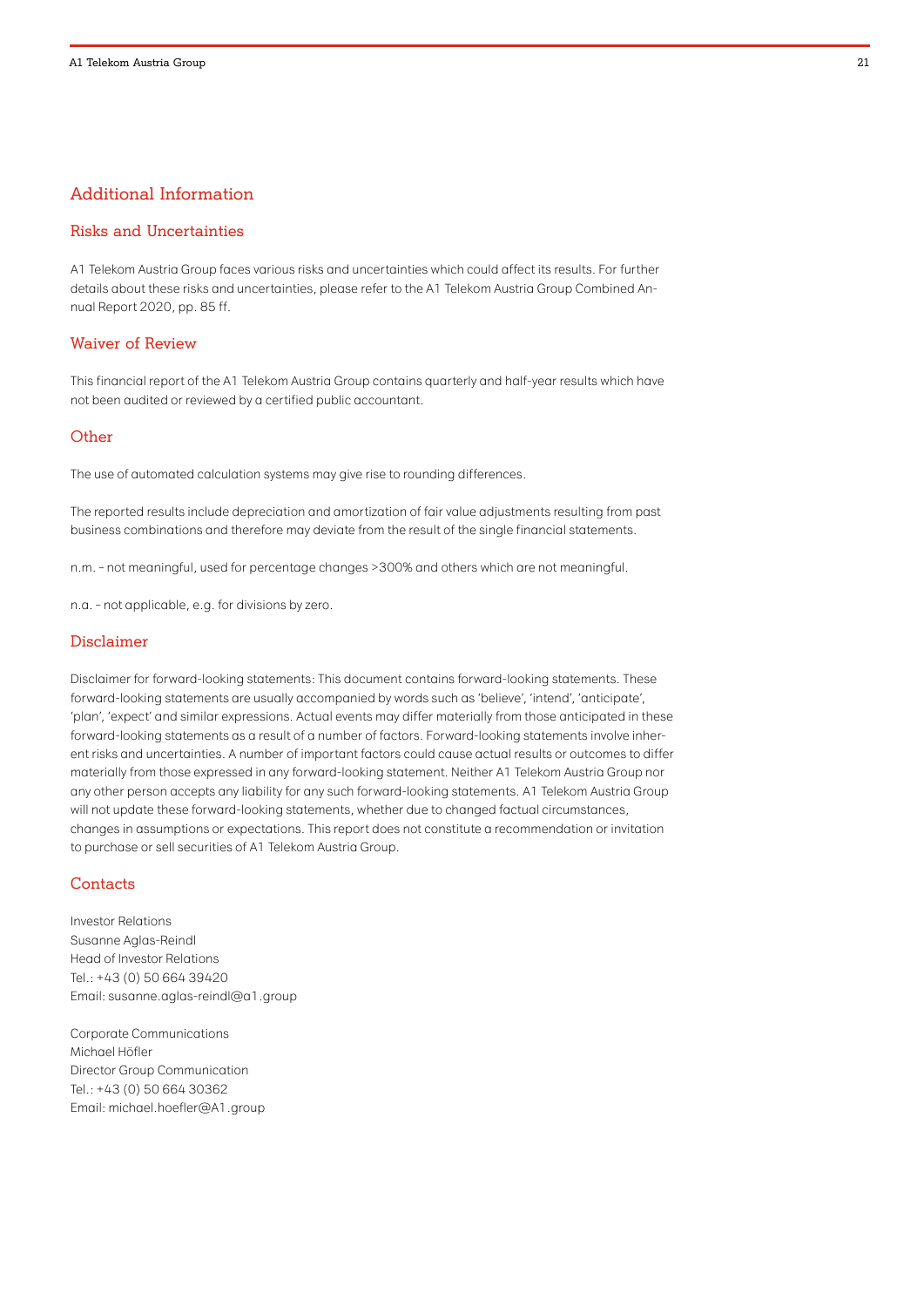# Additional Information

## Risks and Uncertainties

A1 Telekom Austria Group faces various risks and uncertainties which could affect its results. For further details about these risks and uncertainties, please refer to the A1 Telekom Austria Group Combined Annual Report 2020, pp. 85 ff.

## Waiver of Review

This financial report of the A1 Telekom Austria Group contains quarterly and half-year results which have not been audited or reviewed by a certified public accountant.

## Other

The use of automated calculation systems may give rise to rounding differences.

The reported results include depreciation and amortization of fair value adjustments resulting from past business combinations and therefore may deviate from the result of the single financial statements.

n.m. – not meaningful, used for percentage changes >300% and others which are not meaningful.

n.a. – not applicable, e.g. for divisions by zero.

## Disclaimer

Disclaimer for forward-looking statements: This document contains forward-looking statements. These forward-looking statements are usually accompanied by words such as 'believe', 'intend', 'anticipate', 'plan', 'expect' and similar expressions. Actual events may differ materially from those anticipated in these forward-looking statements as a result of a number of factors. Forward-looking statements involve inherent risks and uncertainties. A number of important factors could cause actual results or outcomes to differ materially from those expressed in any forward-looking statement. Neither A1 Telekom Austria Group nor any other person accepts any liability for any such forward-looking statements. A1 Telekom Austria Group will not update these forward-looking statements, whether due to changed factual circumstances, changes in assumptions or expectations. This report does not constitute a recommendation or invitation to purchase or sell securities of A1 Telekom Austria Group.

## Contacts

Investor Relations
Susanne Aglas-Reindl
Head of Investor Relations
Tel.: +43 (0) 50 664 39420
Email: susanne.aglas-reindl@a1.group

Corporate Communications
Michael Höfler
Director Group Communication
Tel.: +43 (0) 50 664 30362
Email: michael.hoefler@A1.group